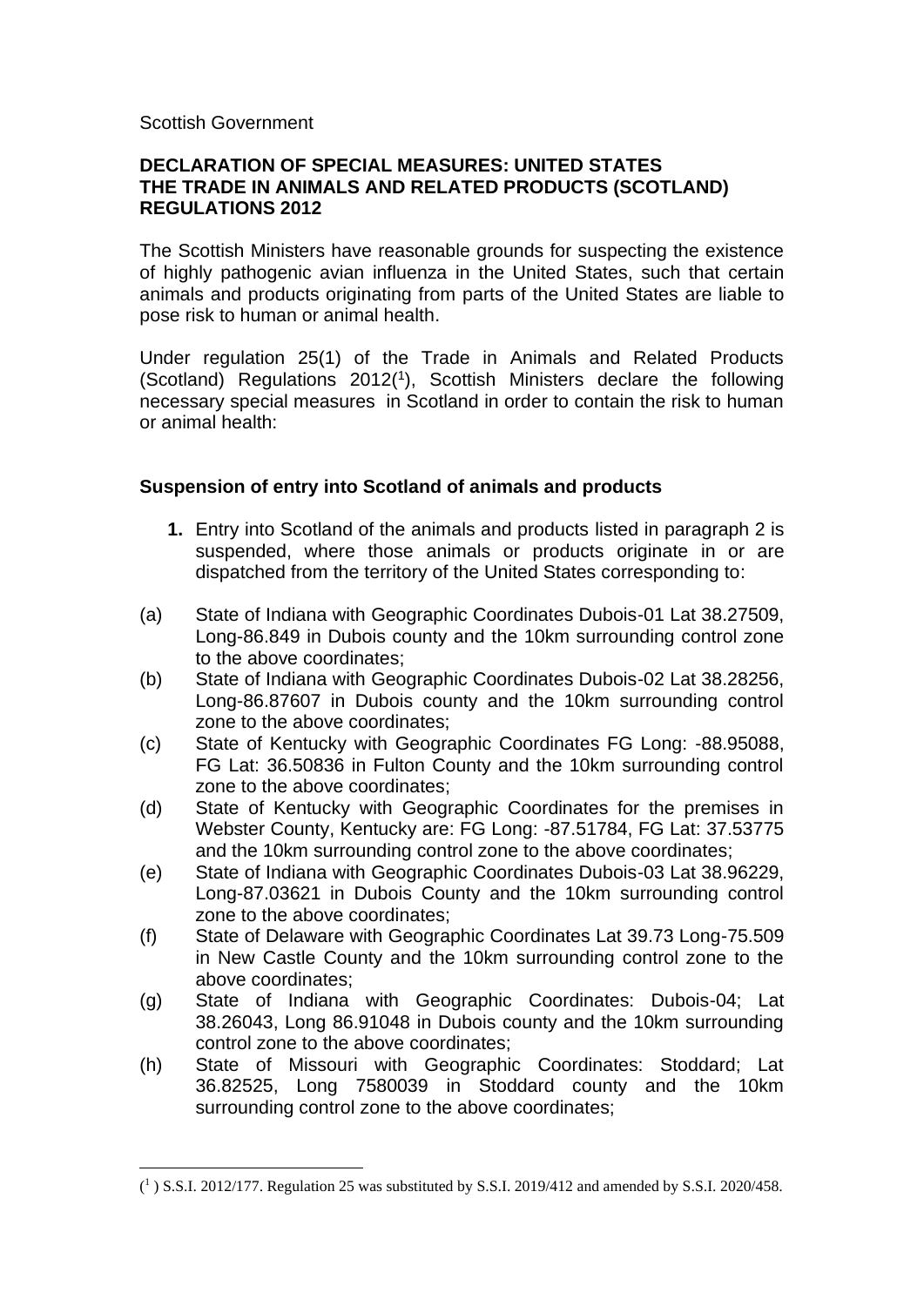Scottish Government

**DECLARATION OF SPECIAL MEASURES: UNITED STATES**
**THE TRADE IN ANIMALS AND RELATED PRODUCTS (SCOTLAND) REGULATIONS 2012**

The Scottish Ministers have reasonable grounds for suspecting the existence of highly pathogenic avian influenza in the United States, such that certain animals and products originating from parts of the United States are liable to pose risk to human or animal health.

Under regulation 25(1) of the Trade in Animals and Related Products (Scotland) Regulations 2012([1]), Scottish Ministers declare the following necessary special measures in Scotland in order to contain the risk to human or animal health:

**Suspension of entry into Scotland of animals and products**

**1.** Entry into Scotland of the animals and products listed in paragraph 2 is suspended, where those animals or products originate in or are dispatched from the territory of the United States corresponding to:

(a) State of Indiana with Geographic Coordinates Dubois-01 Lat 38.27509, Long-86.849 in Dubois county and the 10km surrounding control zone to the above coordinates;

(b) State of Indiana with Geographic Coordinates Dubois-02 Lat 38.28256, Long-86.87607 in Dubois county and the 10km surrounding control zone to the above coordinates;

(c) State of Kentucky with Geographic Coordinates FG Long: -88.95088, FG Lat: 36.50836 in Fulton County and the 10km surrounding control zone to the above coordinates;

(d) State of Kentucky with Geographic Coordinates for the premises in Webster County, Kentucky are: FG Long: -87.51784, FG Lat: 37.53775 and the 10km surrounding control zone to the above coordinates;

(e) State of Indiana with Geographic Coordinates Dubois-03 Lat 38.96229, Long-87.03621 in Dubois County and the 10km surrounding control zone to the above coordinates;

(f) State of Delaware with Geographic Coordinates Lat 39.73 Long-75.509 in New Castle County and the 10km surrounding control zone to the above coordinates;

(g) State of Indiana with Geographic Coordinates: Dubois-04; Lat 38.26043, Long 86.91048 in Dubois county and the 10km surrounding control zone to the above coordinates;

(h) State of Missouri with Geographic Coordinates: Stoddard; Lat 36.82525, Long 7580039 in Stoddard county and the 10km surrounding control zone to the above coordinates;

---

([1]) S.S.I. 2012/177. Regulation 25 was substituted by S.S.I. 2019/412 and amended by S.S.I. 2020/458.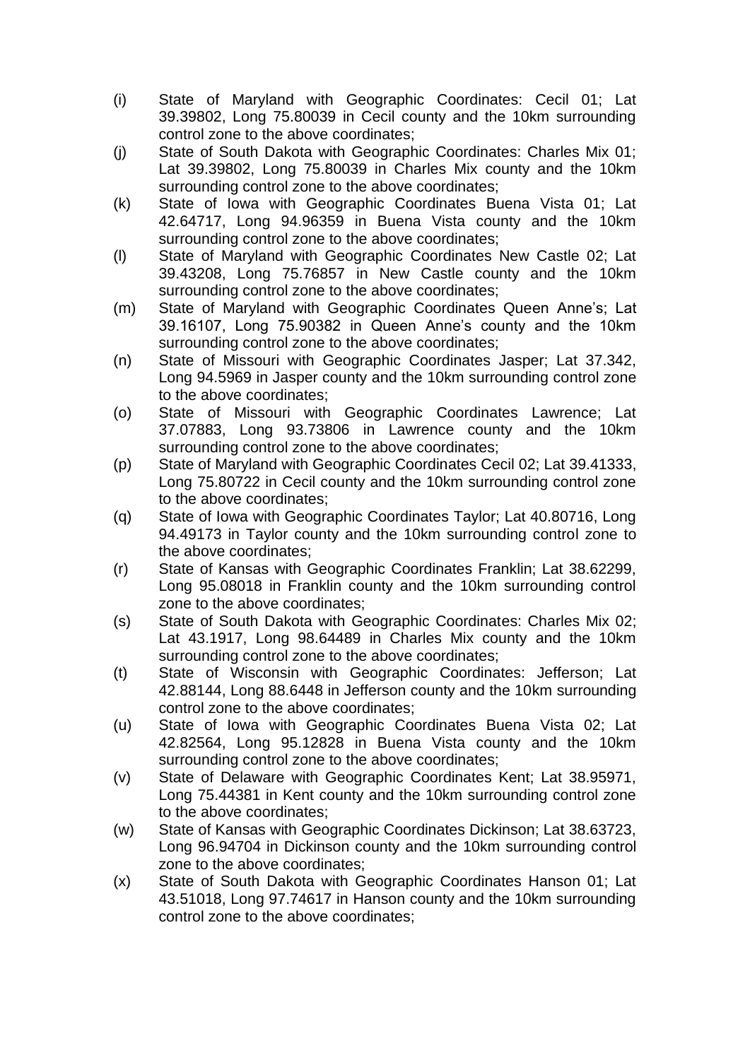(i) State of Maryland with Geographic Coordinates: Cecil 01; Lat 39.39802, Long 75.80039 in Cecil county and the 10km surrounding control zone to the above coordinates;

(j) State of South Dakota with Geographic Coordinates: Charles Mix 01; Lat 39.39802, Long 75.80039 in Charles Mix county and the 10km surrounding control zone to the above coordinates;

(k) State of Iowa with Geographic Coordinates Buena Vista 01; Lat 42.64717, Long 94.96359 in Buena Vista county and the 10km surrounding control zone to the above coordinates;

(l) State of Maryland with Geographic Coordinates New Castle 02; Lat 39.43208, Long 75.76857 in New Castle county and the 10km surrounding control zone to the above coordinates;

(m) State of Maryland with Geographic Coordinates Queen Anne's; Lat 39.16107, Long 75.90382 in Queen Anne's county and the 10km surrounding control zone to the above coordinates;

(n) State of Missouri with Geographic Coordinates Jasper; Lat 37.342, Long 94.5969 in Jasper county and the 10km surrounding control zone to the above coordinates;

(o) State of Missouri with Geographic Coordinates Lawrence; Lat 37.07883, Long 93.73806 in Lawrence county and the 10km surrounding control zone to the above coordinates;

(p) State of Maryland with Geographic Coordinates Cecil 02; Lat 39.41333, Long 75.80722 in Cecil county and the 10km surrounding control zone to the above coordinates;

(q) State of Iowa with Geographic Coordinates Taylor; Lat 40.80716, Long 94.49173 in Taylor county and the 10km surrounding control zone to the above coordinates;

(r) State of Kansas with Geographic Coordinates Franklin; Lat 38.62299, Long 95.08018 in Franklin county and the 10km surrounding control zone to the above coordinates;

(s) State of South Dakota with Geographic Coordinates: Charles Mix 02; Lat 43.1917, Long 98.64489 in Charles Mix county and the 10km surrounding control zone to the above coordinates;

(t) State of Wisconsin with Geographic Coordinates: Jefferson; Lat 42.88144, Long 88.6448 in Jefferson county and the 10km surrounding control zone to the above coordinates;

(u) State of Iowa with Geographic Coordinates Buena Vista 02; Lat 42.82564, Long 95.12828 in Buena Vista county and the 10km surrounding control zone to the above coordinates;

(v) State of Delaware with Geographic Coordinates Kent; Lat 38.95971, Long 75.44381 in Kent county and the 10km surrounding control zone to the above coordinates;

(w) State of Kansas with Geographic Coordinates Dickinson; Lat 38.63723, Long 96.94704 in Dickinson county and the 10km surrounding control zone to the above coordinates;

(x) State of South Dakota with Geographic Coordinates Hanson 01; Lat 43.51018, Long 97.74617 in Hanson county and the 10km surrounding control zone to the above coordinates;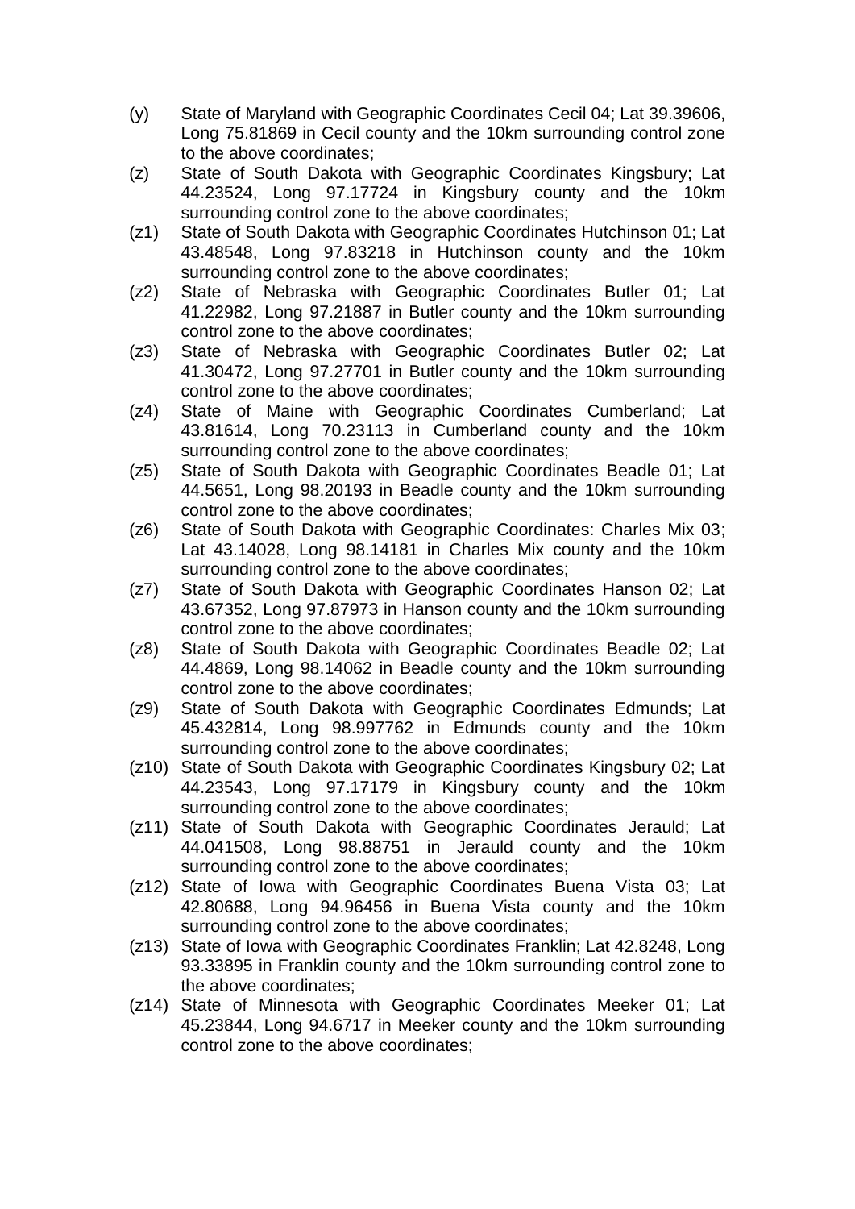(y) State of Maryland with Geographic Coordinates Cecil 04; Lat 39.39606, Long 75.81869 in Cecil county and the 10km surrounding control zone to the above coordinates;

(z) State of South Dakota with Geographic Coordinates Kingsbury; Lat 44.23524, Long 97.17724 in Kingsbury county and the 10km surrounding control zone to the above coordinates;

(z1) State of South Dakota with Geographic Coordinates Hutchinson 01; Lat 43.48548, Long 97.83218 in Hutchinson county and the 10km surrounding control zone to the above coordinates;

(z2) State of Nebraska with Geographic Coordinates Butler 01; Lat 41.22982, Long 97.21887 in Butler county and the 10km surrounding control zone to the above coordinates;

(z3) State of Nebraska with Geographic Coordinates Butler 02; Lat 41.30472, Long 97.27701 in Butler county and the 10km surrounding control zone to the above coordinates;

(z4) State of Maine with Geographic Coordinates Cumberland; Lat 43.81614, Long 70.23113 in Cumberland county and the 10km surrounding control zone to the above coordinates;

(z5) State of South Dakota with Geographic Coordinates Beadle 01; Lat 44.5651, Long 98.20193 in Beadle county and the 10km surrounding control zone to the above coordinates;

(z6) State of South Dakota with Geographic Coordinates: Charles Mix 03; Lat 43.14028, Long 98.14181 in Charles Mix county and the 10km surrounding control zone to the above coordinates;

(z7) State of South Dakota with Geographic Coordinates Hanson 02; Lat 43.67352, Long 97.87973 in Hanson county and the 10km surrounding control zone to the above coordinates;

(z8) State of South Dakota with Geographic Coordinates Beadle 02; Lat 44.4869, Long 98.14062 in Beadle county and the 10km surrounding control zone to the above coordinates;

(z9) State of South Dakota with Geographic Coordinates Edmunds; Lat 45.432814, Long 98.997762 in Edmunds county and the 10km surrounding control zone to the above coordinates;

(z10) State of South Dakota with Geographic Coordinates Kingsbury 02; Lat 44.23543, Long 97.17179 in Kingsbury county and the 10km surrounding control zone to the above coordinates;

(z11) State of South Dakota with Geographic Coordinates Jerauld; Lat 44.041508, Long 98.88751 in Jerauld county and the 10km surrounding control zone to the above coordinates;

(z12) State of Iowa with Geographic Coordinates Buena Vista 03; Lat 42.80688, Long 94.96456 in Buena Vista county and the 10km surrounding control zone to the above coordinates;

(z13) State of Iowa with Geographic Coordinates Franklin; Lat 42.8248, Long 93.33895 in Franklin county and the 10km surrounding control zone to the above coordinates;

(z14) State of Minnesota with Geographic Coordinates Meeker 01; Lat 45.23844, Long 94.6717 in Meeker county and the 10km surrounding control zone to the above coordinates;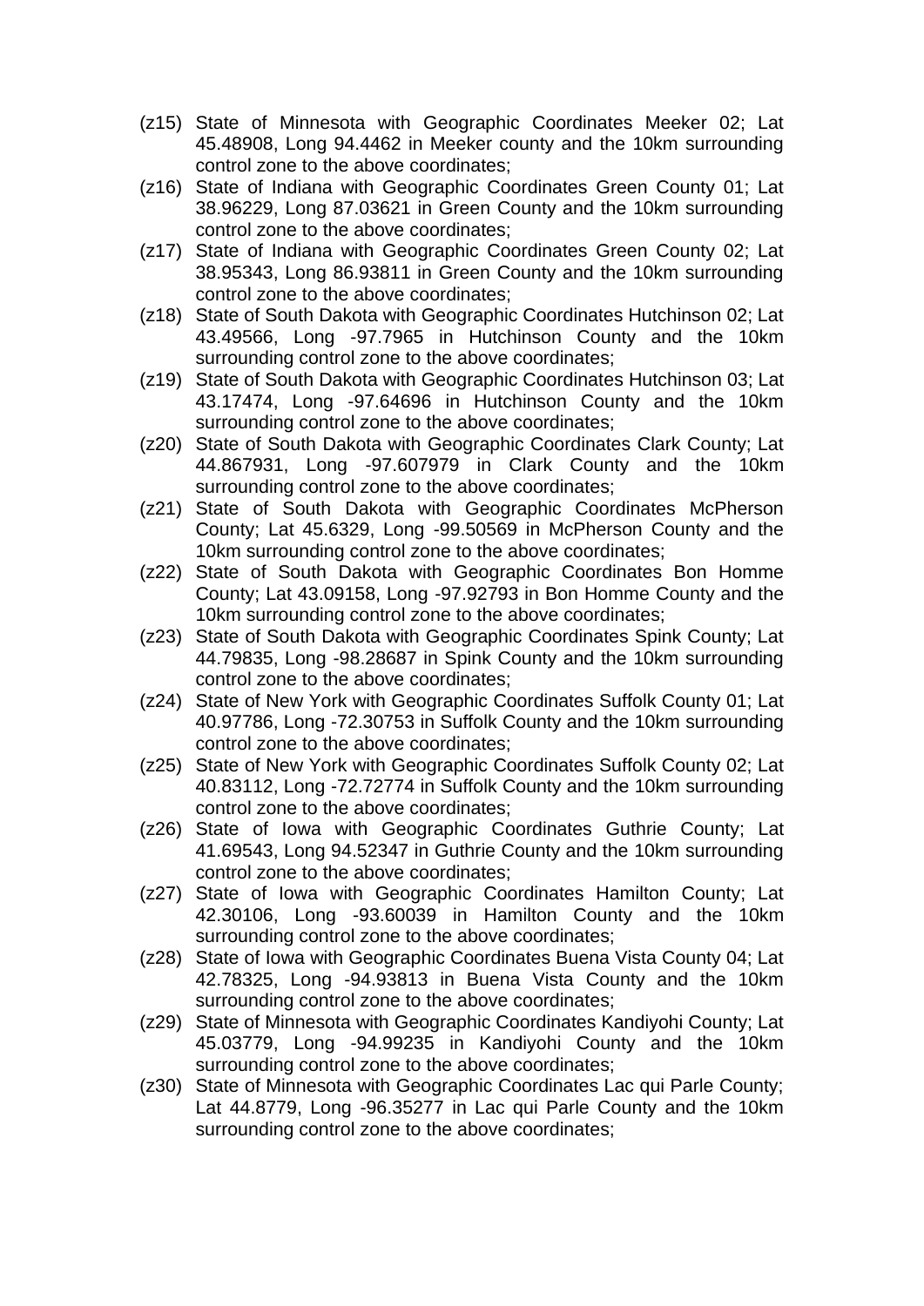(z15) State of Minnesota with Geographic Coordinates Meeker 02; Lat 45.48908, Long 94.4462 in Meeker county and the 10km surrounding control zone to the above coordinates;

(z16) State of Indiana with Geographic Coordinates Green County 01; Lat 38.96229, Long 87.03621 in Green County and the 10km surrounding control zone to the above coordinates;

(z17) State of Indiana with Geographic Coordinates Green County 02; Lat 38.95343, Long 86.93811 in Green County and the 10km surrounding control zone to the above coordinates;

(z18) State of South Dakota with Geographic Coordinates Hutchinson 02; Lat 43.49566, Long -97.7965 in Hutchinson County and the 10km surrounding control zone to the above coordinates;

(z19) State of South Dakota with Geographic Coordinates Hutchinson 03; Lat 43.17474, Long -97.64696 in Hutchinson County and the 10km surrounding control zone to the above coordinates;

(z20) State of South Dakota with Geographic Coordinates Clark County; Lat 44.867931, Long -97.607979 in Clark County and the 10km surrounding control zone to the above coordinates;

(z21) State of South Dakota with Geographic Coordinates McPherson County; Lat 45.6329, Long -99.50569 in McPherson County and the 10km surrounding control zone to the above coordinates;

(z22) State of South Dakota with Geographic Coordinates Bon Homme County; Lat 43.09158, Long -97.92793 in Bon Homme County and the 10km surrounding control zone to the above coordinates;

(z23) State of South Dakota with Geographic Coordinates Spink County; Lat 44.79835, Long -98.28687 in Spink County and the 10km surrounding control zone to the above coordinates;

(z24) State of New York with Geographic Coordinates Suffolk County 01; Lat 40.97786, Long -72.30753 in Suffolk County and the 10km surrounding control zone to the above coordinates;

(z25) State of New York with Geographic Coordinates Suffolk County 02; Lat 40.83112, Long -72.72774 in Suffolk County and the 10km surrounding control zone to the above coordinates;

(z26) State of Iowa with Geographic Coordinates Guthrie County; Lat 41.69543, Long 94.52347 in Guthrie County and the 10km surrounding control zone to the above coordinates;

(z27) State of Iowa with Geographic Coordinates Hamilton County; Lat 42.30106, Long -93.60039 in Hamilton County and the 10km surrounding control zone to the above coordinates;

(z28) State of Iowa with Geographic Coordinates Buena Vista County 04; Lat 42.78325, Long -94.93813 in Buena Vista County and the 10km surrounding control zone to the above coordinates;

(z29) State of Minnesota with Geographic Coordinates Kandiyohi County; Lat 45.03779, Long -94.99235 in Kandiyohi County and the 10km surrounding control zone to the above coordinates;

(z30) State of Minnesota with Geographic Coordinates Lac qui Parle County; Lat 44.8779, Long -96.35277 in Lac qui Parle County and the 10km surrounding control zone to the above coordinates;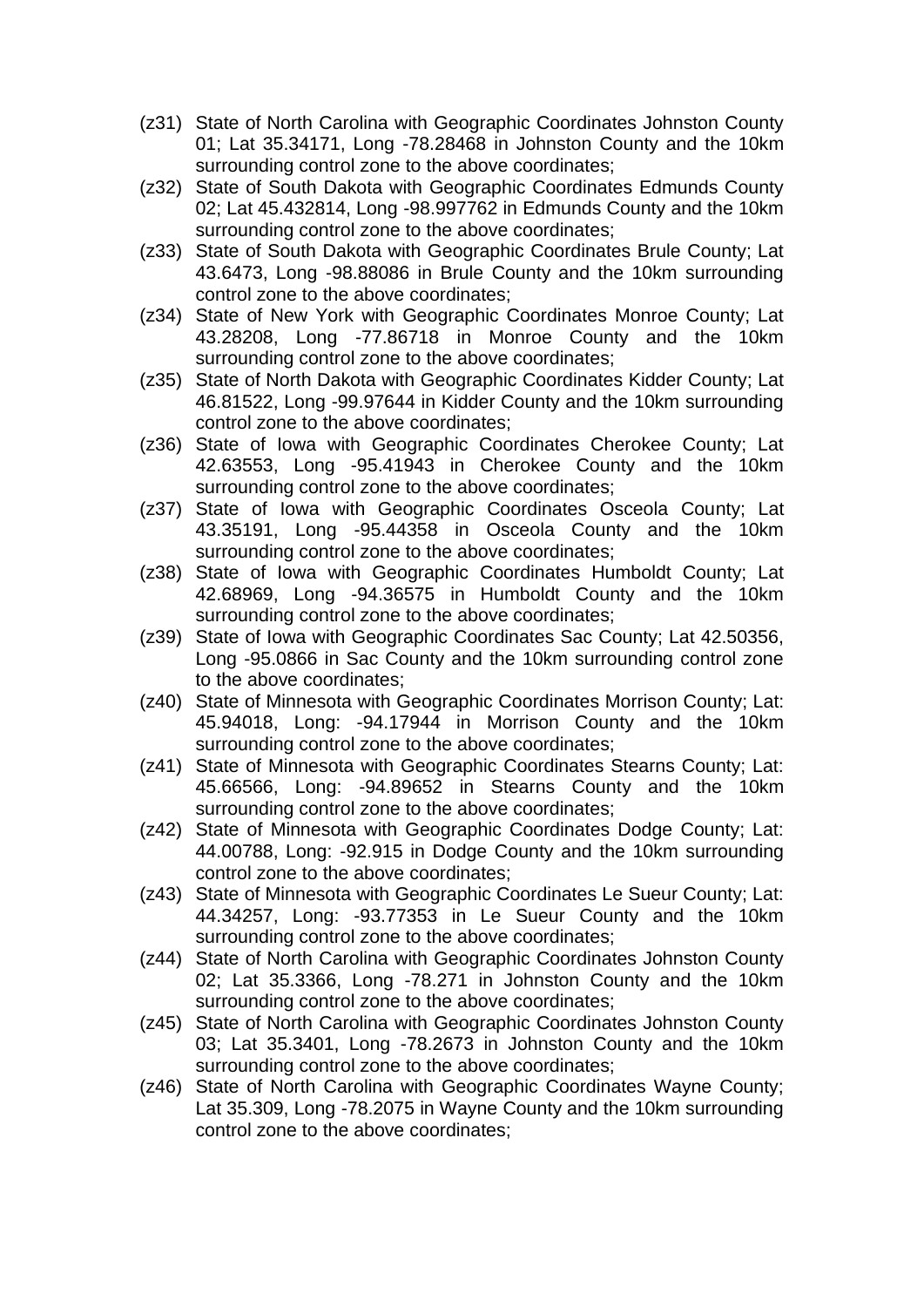(z31) State of North Carolina with Geographic Coordinates Johnston County 01; Lat 35.34171, Long -78.28468 in Johnston County and the 10km surrounding control zone to the above coordinates;

(z32) State of South Dakota with Geographic Coordinates Edmunds County 02; Lat 45.432814, Long -98.997762 in Edmunds County and the 10km surrounding control zone to the above coordinates;

(z33) State of South Dakota with Geographic Coordinates Brule County; Lat 43.6473, Long -98.88086 in Brule County and the 10km surrounding control zone to the above coordinates;

(z34) State of New York with Geographic Coordinates Monroe County; Lat 43.28208, Long -77.86718 in Monroe County and the 10km surrounding control zone to the above coordinates;

(z35) State of North Dakota with Geographic Coordinates Kidder County; Lat 46.81522, Long -99.97644 in Kidder County and the 10km surrounding control zone to the above coordinates;

(z36) State of Iowa with Geographic Coordinates Cherokee County; Lat 42.63553, Long -95.41943 in Cherokee County and the 10km surrounding control zone to the above coordinates;

(z37) State of Iowa with Geographic Coordinates Osceola County; Lat 43.35191, Long -95.44358 in Osceola County and the 10km surrounding control zone to the above coordinates;

(z38) State of Iowa with Geographic Coordinates Humboldt County; Lat 42.68969, Long -94.36575 in Humboldt County and the 10km surrounding control zone to the above coordinates;

(z39) State of Iowa with Geographic Coordinates Sac County; Lat 42.50356, Long -95.0866 in Sac County and the 10km surrounding control zone to the above coordinates;

(z40) State of Minnesota with Geographic Coordinates Morrison County; Lat: 45.94018, Long: -94.17944 in Morrison County and the 10km surrounding control zone to the above coordinates;

(z41) State of Minnesota with Geographic Coordinates Stearns County; Lat: 45.66566, Long: -94.89652 in Stearns County and the 10km surrounding control zone to the above coordinates;

(z42) State of Minnesota with Geographic Coordinates Dodge County; Lat: 44.00788, Long: -92.915 in Dodge County and the 10km surrounding control zone to the above coordinates;

(z43) State of Minnesota with Geographic Coordinates Le Sueur County; Lat: 44.34257, Long: -93.77353 in Le Sueur County and the 10km surrounding control zone to the above coordinates;

(z44) State of North Carolina with Geographic Coordinates Johnston County 02; Lat 35.3366, Long -78.271 in Johnston County and the 10km surrounding control zone to the above coordinates;

(z45) State of North Carolina with Geographic Coordinates Johnston County 03; Lat 35.3401, Long -78.2673 in Johnston County and the 10km surrounding control zone to the above coordinates;

(z46) State of North Carolina with Geographic Coordinates Wayne County; Lat 35.309, Long -78.2075 in Wayne County and the 10km surrounding control zone to the above coordinates;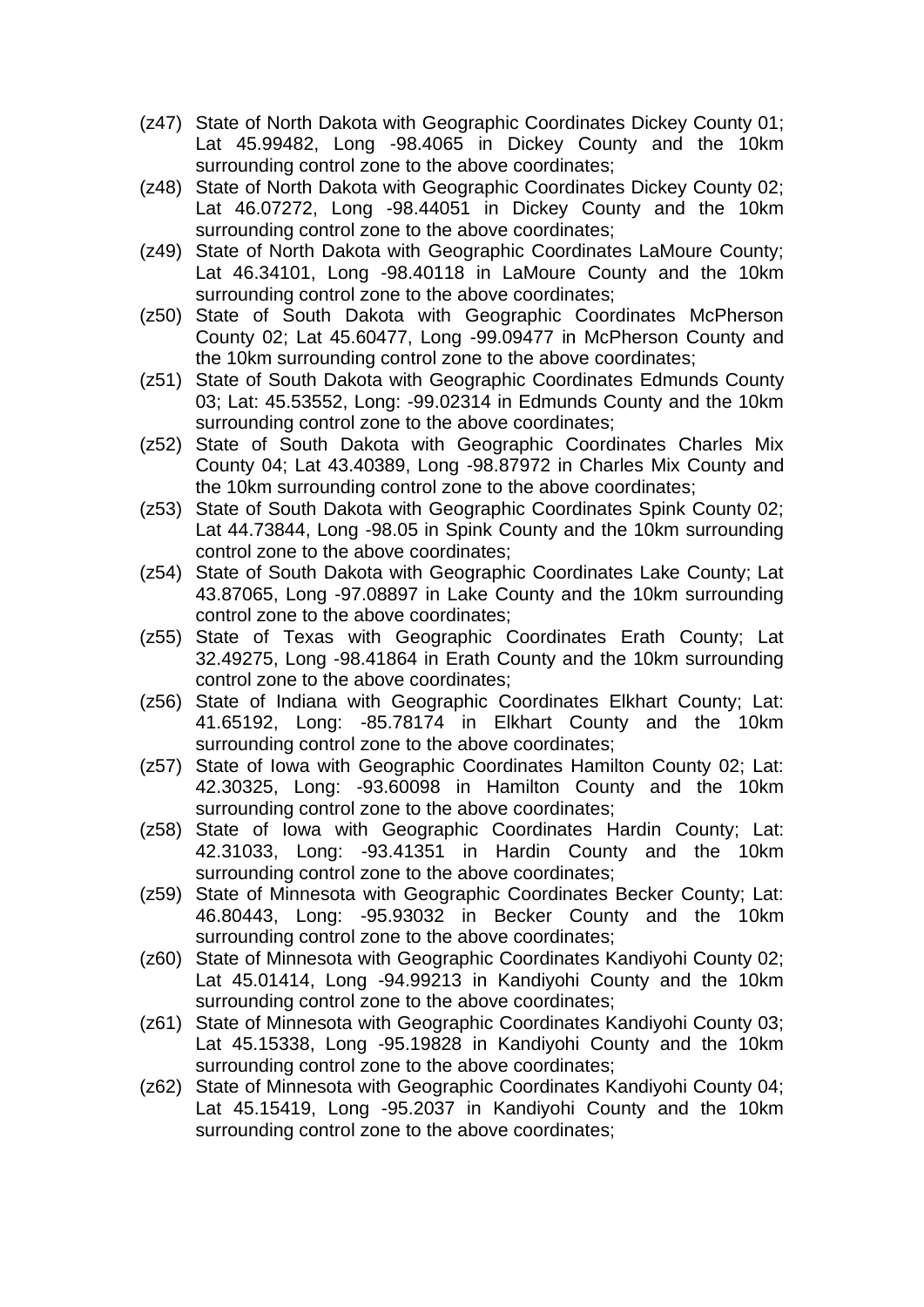(z47) State of North Dakota with Geographic Coordinates Dickey County 01; Lat 45.99482, Long -98.4065 in Dickey County and the 10km surrounding control zone to the above coordinates;

(z48) State of North Dakota with Geographic Coordinates Dickey County 02; Lat 46.07272, Long -98.44051 in Dickey County and the 10km surrounding control zone to the above coordinates;

(z49) State of North Dakota with Geographic Coordinates LaMoure County; Lat 46.34101, Long -98.40118 in LaMoure County and the 10km surrounding control zone to the above coordinates;

(z50) State of South Dakota with Geographic Coordinates McPherson County 02; Lat 45.60477, Long -99.09477 in McPherson County and the 10km surrounding control zone to the above coordinates;

(z51) State of South Dakota with Geographic Coordinates Edmunds County 03; Lat: 45.53552, Long: -99.02314 in Edmunds County and the 10km surrounding control zone to the above coordinates;

(z52) State of South Dakota with Geographic Coordinates Charles Mix County 04; Lat 43.40389, Long -98.87972 in Charles Mix County and the 10km surrounding control zone to the above coordinates;

(z53) State of South Dakota with Geographic Coordinates Spink County 02; Lat 44.73844, Long -98.05 in Spink County and the 10km surrounding control zone to the above coordinates;

(z54) State of South Dakota with Geographic Coordinates Lake County; Lat 43.87065, Long -97.08897 in Lake County and the 10km surrounding control zone to the above coordinates;

(z55) State of Texas with Geographic Coordinates Erath County; Lat 32.49275, Long -98.41864 in Erath County and the 10km surrounding control zone to the above coordinates;

(z56) State of Indiana with Geographic Coordinates Elkhart County; Lat: 41.65192, Long: -85.78174 in Elkhart County and the 10km surrounding control zone to the above coordinates;

(z57) State of Iowa with Geographic Coordinates Hamilton County 02; Lat: 42.30325, Long: -93.60098 in Hamilton County and the 10km surrounding control zone to the above coordinates;

(z58) State of Iowa with Geographic Coordinates Hardin County; Lat: 42.31033, Long: -93.41351 in Hardin County and the 10km surrounding control zone to the above coordinates;

(z59) State of Minnesota with Geographic Coordinates Becker County; Lat: 46.80443, Long: -95.93032 in Becker County and the 10km surrounding control zone to the above coordinates;

(z60) State of Minnesota with Geographic Coordinates Kandiyohi County 02; Lat 45.01414, Long -94.99213 in Kandiyohi County and the 10km surrounding control zone to the above coordinates;

(z61) State of Minnesota with Geographic Coordinates Kandiyohi County 03; Lat 45.15338, Long -95.19828 in Kandiyohi County and the 10km surrounding control zone to the above coordinates;

(z62) State of Minnesota with Geographic Coordinates Kandiyohi County 04; Lat 45.15419, Long -95.2037 in Kandiyohi County and the 10km surrounding control zone to the above coordinates;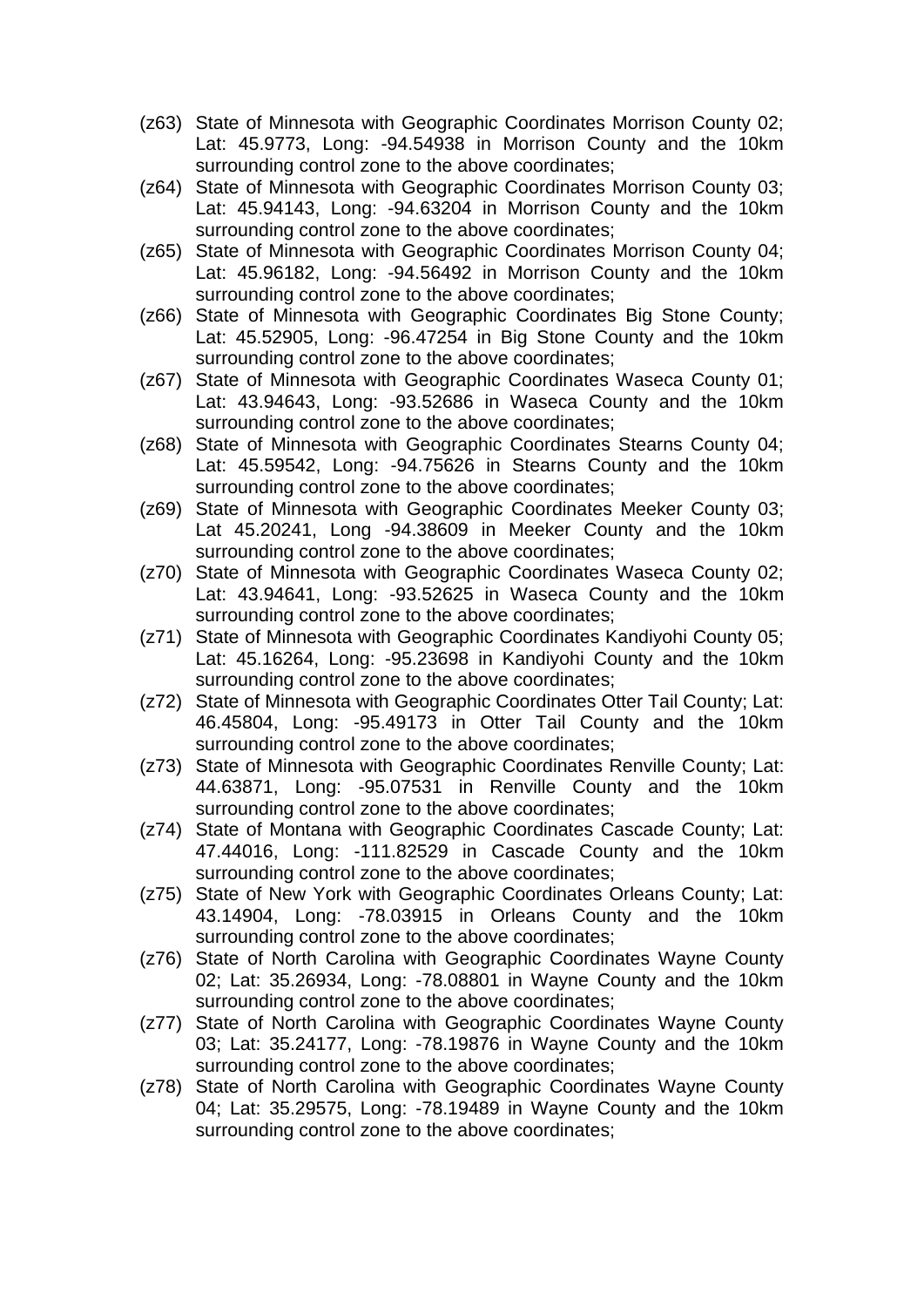(z63) State of Minnesota with Geographic Coordinates Morrison County 02; Lat: 45.9773, Long: -94.54938 in Morrison County and the 10km surrounding control zone to the above coordinates;

(z64) State of Minnesota with Geographic Coordinates Morrison County 03; Lat: 45.94143, Long: -94.63204 in Morrison County and the 10km surrounding control zone to the above coordinates;

(z65) State of Minnesota with Geographic Coordinates Morrison County 04; Lat: 45.96182, Long: -94.56492 in Morrison County and the 10km surrounding control zone to the above coordinates;

(z66) State of Minnesota with Geographic Coordinates Big Stone County; Lat: 45.52905, Long: -96.47254 in Big Stone County and the 10km surrounding control zone to the above coordinates;

(z67) State of Minnesota with Geographic Coordinates Waseca County 01; Lat: 43.94643, Long: -93.52686 in Waseca County and the 10km surrounding control zone to the above coordinates;

(z68) State of Minnesota with Geographic Coordinates Stearns County 04; Lat: 45.59542, Long: -94.75626 in Stearns County and the 10km surrounding control zone to the above coordinates;

(z69) State of Minnesota with Geographic Coordinates Meeker County 03; Lat 45.20241, Long -94.38609 in Meeker County and the 10km surrounding control zone to the above coordinates;

(z70) State of Minnesota with Geographic Coordinates Waseca County 02; Lat: 43.94641, Long: -93.52625 in Waseca County and the 10km surrounding control zone to the above coordinates;

(z71) State of Minnesota with Geographic Coordinates Kandiyohi County 05; Lat: 45.16264, Long: -95.23698 in Kandiyohi County and the 10km surrounding control zone to the above coordinates;

(z72) State of Minnesota with Geographic Coordinates Otter Tail County; Lat: 46.45804, Long: -95.49173 in Otter Tail County and the 10km surrounding control zone to the above coordinates;

(z73) State of Minnesota with Geographic Coordinates Renville County; Lat: 44.63871, Long: -95.07531 in Renville County and the 10km surrounding control zone to the above coordinates;

(z74) State of Montana with Geographic Coordinates Cascade County; Lat: 47.44016, Long: -111.82529 in Cascade County and the 10km surrounding control zone to the above coordinates;

(z75) State of New York with Geographic Coordinates Orleans County; Lat: 43.14904, Long: -78.03915 in Orleans County and the 10km surrounding control zone to the above coordinates;

(z76) State of North Carolina with Geographic Coordinates Wayne County 02; Lat: 35.26934, Long: -78.08801 in Wayne County and the 10km surrounding control zone to the above coordinates;

(z77) State of North Carolina with Geographic Coordinates Wayne County 03; Lat: 35.24177, Long: -78.19876 in Wayne County and the 10km surrounding control zone to the above coordinates;

(z78) State of North Carolina with Geographic Coordinates Wayne County 04; Lat: 35.29575, Long: -78.19489 in Wayne County and the 10km surrounding control zone to the above coordinates;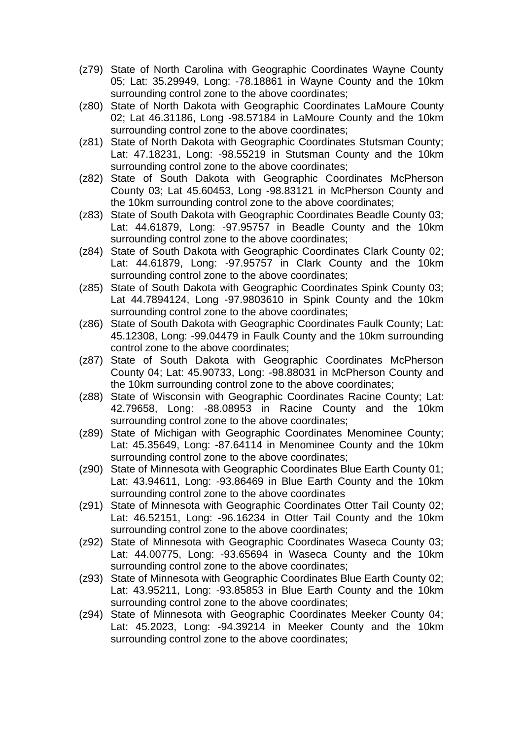- (z79) State of North Carolina with Geographic Coordinates Wayne County 05; Lat: 35.29949, Long: -78.18861 in Wayne County and the 10km surrounding control zone to the above coordinates;
- (z80) State of North Dakota with Geographic Coordinates LaMoure County 02; Lat 46.31186, Long -98.57184 in LaMoure County and the 10km surrounding control zone to the above coordinates;
- (z81) State of North Dakota with Geographic Coordinates Stutsman County; Lat: 47.18231, Long: -98.55219 in Stutsman County and the 10km surrounding control zone to the above coordinates;
- (z82) State of South Dakota with Geographic Coordinates McPherson County 03; Lat 45.60453, Long -98.83121 in McPherson County and the 10km surrounding control zone to the above coordinates;
- (z83) State of South Dakota with Geographic Coordinates Beadle County 03; Lat: 44.61879, Long: -97.95757 in Beadle County and the 10km surrounding control zone to the above coordinates;
- (z84) State of South Dakota with Geographic Coordinates Clark County 02; Lat: 44.61879, Long: -97.95757 in Clark County and the 10km surrounding control zone to the above coordinates;
- (z85) State of South Dakota with Geographic Coordinates Spink County 03; Lat 44.7894124, Long -97.9803610 in Spink County and the 10km surrounding control zone to the above coordinates;
- (z86) State of South Dakota with Geographic Coordinates Faulk County; Lat: 45.12308, Long: -99.04479 in Faulk County and the 10km surrounding control zone to the above coordinates;
- (z87) State of South Dakota with Geographic Coordinates McPherson County 04; Lat: 45.90733, Long: -98.88031 in McPherson County and the 10km surrounding control zone to the above coordinates;
- (z88) State of Wisconsin with Geographic Coordinates Racine County; Lat: 42.79658, Long: -88.08953 in Racine County and the 10km surrounding control zone to the above coordinates;
- (z89) State of Michigan with Geographic Coordinates Menominee County; Lat: 45.35649, Long: -87.64114 in Menominee County and the 10km surrounding control zone to the above coordinates;
- (z90) State of Minnesota with Geographic Coordinates Blue Earth County 01; Lat: 43.94611, Long: -93.86469 in Blue Earth County and the 10km surrounding control zone to the above coordinates
- (z91) State of Minnesota with Geographic Coordinates Otter Tail County 02; Lat: 46.52151, Long: -96.16234 in Otter Tail County and the 10km surrounding control zone to the above coordinates;
- (z92) State of Minnesota with Geographic Coordinates Waseca County 03; Lat: 44.00775, Long: -93.65694 in Waseca County and the 10km surrounding control zone to the above coordinates;
- (z93) State of Minnesota with Geographic Coordinates Blue Earth County 02; Lat: 43.95211, Long: -93.85853 in Blue Earth County and the 10km surrounding control zone to the above coordinates;
- (z94) State of Minnesota with Geographic Coordinates Meeker County 04; Lat: 45.2023, Long: -94.39214 in Meeker County and the 10km surrounding control zone to the above coordinates;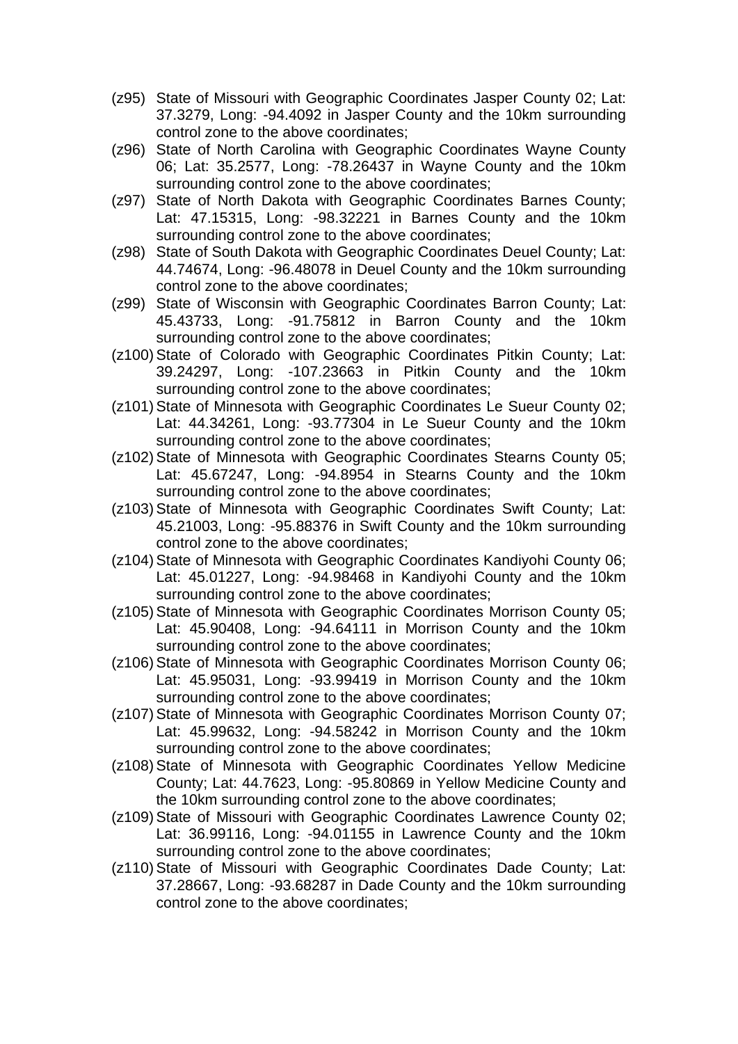(z95) State of Missouri with Geographic Coordinates Jasper County 02; Lat: 37.3279, Long: -94.4092 in Jasper County and the 10km surrounding control zone to the above coordinates;

(z96) State of North Carolina with Geographic Coordinates Wayne County 06; Lat: 35.2577, Long: -78.26437 in Wayne County and the 10km surrounding control zone to the above coordinates;

(z97) State of North Dakota with Geographic Coordinates Barnes County; Lat: 47.15315, Long: -98.32221 in Barnes County and the 10km surrounding control zone to the above coordinates;

(z98) State of South Dakota with Geographic Coordinates Deuel County; Lat: 44.74674, Long: -96.48078 in Deuel County and the 10km surrounding control zone to the above coordinates;

(z99) State of Wisconsin with Geographic Coordinates Barron County; Lat: 45.43733, Long: -91.75812 in Barron County and the 10km surrounding control zone to the above coordinates;

(z100) State of Colorado with Geographic Coordinates Pitkin County; Lat: 39.24297, Long: -107.23663 in Pitkin County and the 10km surrounding control zone to the above coordinates;

(z101) State of Minnesota with Geographic Coordinates Le Sueur County 02; Lat: 44.34261, Long: -93.77304 in Le Sueur County and the 10km surrounding control zone to the above coordinates;

(z102) State of Minnesota with Geographic Coordinates Stearns County 05; Lat: 45.67247, Long: -94.8954 in Stearns County and the 10km surrounding control zone to the above coordinates;

(z103) State of Minnesota with Geographic Coordinates Swift County; Lat: 45.21003, Long: -95.88376 in Swift County and the 10km surrounding control zone to the above coordinates;

(z104) State of Minnesota with Geographic Coordinates Kandiyohi County 06; Lat: 45.01227, Long: -94.98468 in Kandiyohi County and the 10km surrounding control zone to the above coordinates;

(z105) State of Minnesota with Geographic Coordinates Morrison County 05; Lat: 45.90408, Long: -94.64111 in Morrison County and the 10km surrounding control zone to the above coordinates;

(z106) State of Minnesota with Geographic Coordinates Morrison County 06; Lat: 45.95031, Long: -93.99419 in Morrison County and the 10km surrounding control zone to the above coordinates;

(z107) State of Minnesota with Geographic Coordinates Morrison County 07; Lat: 45.99632, Long: -94.58242 in Morrison County and the 10km surrounding control zone to the above coordinates;

(z108) State of Minnesota with Geographic Coordinates Yellow Medicine County; Lat: 44.7623, Long: -95.80869 in Yellow Medicine County and the 10km surrounding control zone to the above coordinates;

(z109) State of Missouri with Geographic Coordinates Lawrence County 02; Lat: 36.99116, Long: -94.01155 in Lawrence County and the 10km surrounding control zone to the above coordinates;

(z110) State of Missouri with Geographic Coordinates Dade County; Lat: 37.28667, Long: -93.68287 in Dade County and the 10km surrounding control zone to the above coordinates;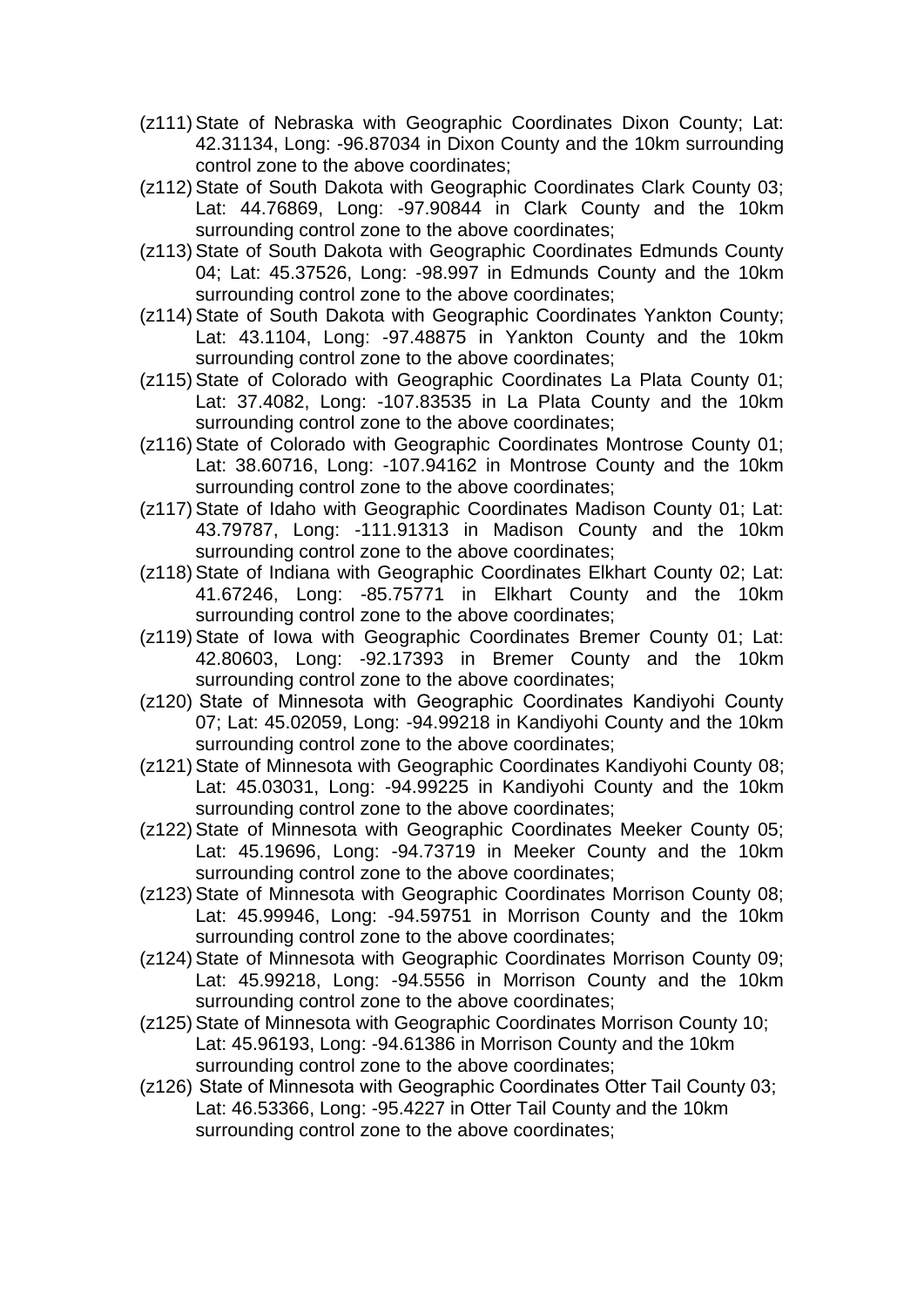(z111) State of Nebraska with Geographic Coordinates Dixon County; Lat: 42.31134, Long: -96.87034 in Dixon County and the 10km surrounding control zone to the above coordinates;

(z112) State of South Dakota with Geographic Coordinates Clark County 03; Lat: 44.76869, Long: -97.90844 in Clark County and the 10km surrounding control zone to the above coordinates;

(z113) State of South Dakota with Geographic Coordinates Edmunds County 04; Lat: 45.37526, Long: -98.997 in Edmunds County and the 10km surrounding control zone to the above coordinates;

(z114) State of South Dakota with Geographic Coordinates Yankton County; Lat: 43.1104, Long: -97.48875 in Yankton County and the 10km surrounding control zone to the above coordinates;

(z115) State of Colorado with Geographic Coordinates La Plata County 01; Lat: 37.4082, Long: -107.83535 in La Plata County and the 10km surrounding control zone to the above coordinates;

(z116) State of Colorado with Geographic Coordinates Montrose County 01; Lat: 38.60716, Long: -107.94162 in Montrose County and the 10km surrounding control zone to the above coordinates;

(z117) State of Idaho with Geographic Coordinates Madison County 01; Lat: 43.79787, Long: -111.91313 in Madison County and the 10km surrounding control zone to the above coordinates;

(z118) State of Indiana with Geographic Coordinates Elkhart County 02; Lat: 41.67246, Long: -85.75771 in Elkhart County and the 10km surrounding control zone to the above coordinates;

(z119) State of Iowa with Geographic Coordinates Bremer County 01; Lat: 42.80603, Long: -92.17393 in Bremer County and the 10km surrounding control zone to the above coordinates;

(z120) State of Minnesota with Geographic Coordinates Kandiyohi County 07; Lat: 45.02059, Long: -94.99218 in Kandiyohi County and the 10km surrounding control zone to the above coordinates;

(z121) State of Minnesota with Geographic Coordinates Kandiyohi County 08; Lat: 45.03031, Long: -94.99225 in Kandiyohi County and the 10km surrounding control zone to the above coordinates;

(z122) State of Minnesota with Geographic Coordinates Meeker County 05; Lat: 45.19696, Long: -94.73719 in Meeker County and the 10km surrounding control zone to the above coordinates;

(z123) State of Minnesota with Geographic Coordinates Morrison County 08; Lat: 45.99946, Long: -94.59751 in Morrison County and the 10km surrounding control zone to the above coordinates;

(z124) State of Minnesota with Geographic Coordinates Morrison County 09; Lat: 45.99218, Long: -94.5556 in Morrison County and the 10km surrounding control zone to the above coordinates;

(z125) State of Minnesota with Geographic Coordinates Morrison County 10; Lat: 45.96193, Long: -94.61386 in Morrison County and the 10km surrounding control zone to the above coordinates;

(z126) State of Minnesota with Geographic Coordinates Otter Tail County 03; Lat: 46.53366, Long: -95.4227 in Otter Tail County and the 10km surrounding control zone to the above coordinates;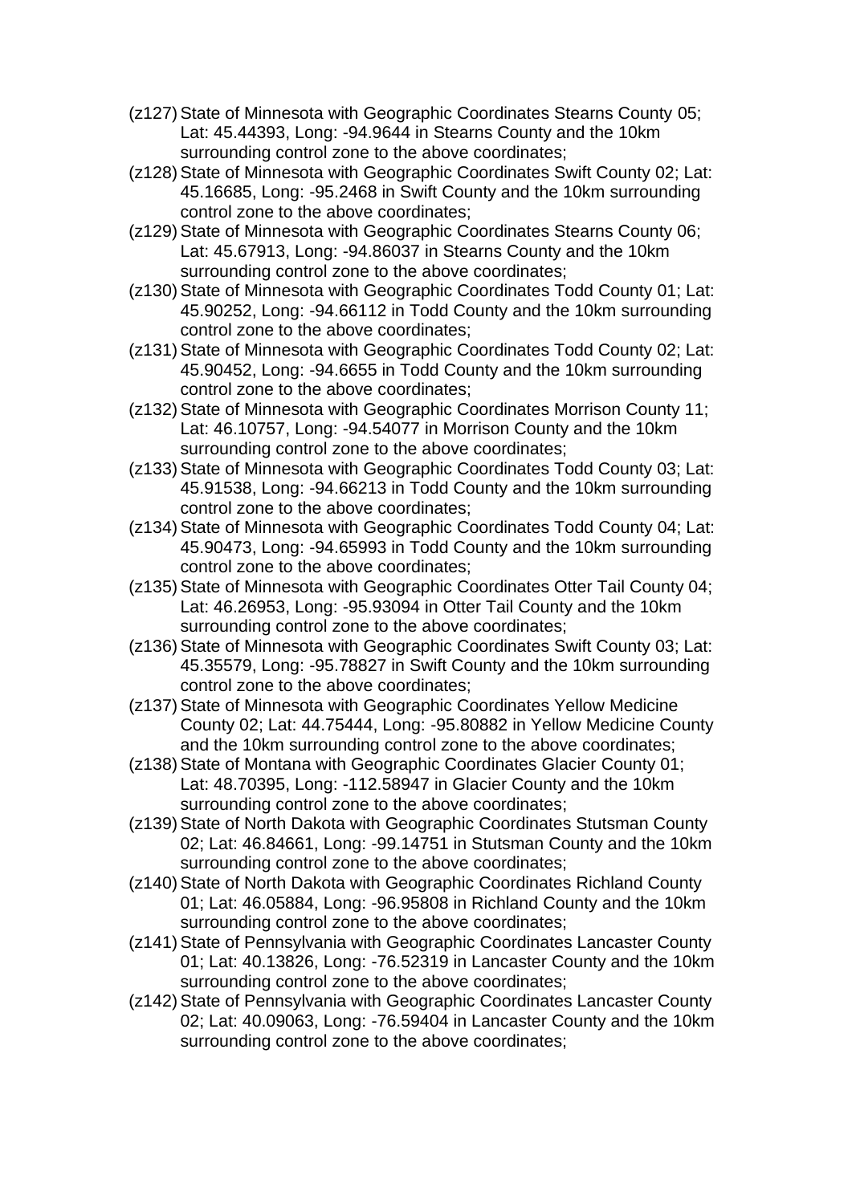(z127) State of Minnesota with Geographic Coordinates Stearns County 05; Lat: 45.44393, Long: -94.9644 in Stearns County and the 10km surrounding control zone to the above coordinates;

(z128) State of Minnesota with Geographic Coordinates Swift County 02; Lat: 45.16685, Long: -95.2468 in Swift County and the 10km surrounding control zone to the above coordinates;

(z129) State of Minnesota with Geographic Coordinates Stearns County 06; Lat: 45.67913, Long: -94.86037 in Stearns County and the 10km surrounding control zone to the above coordinates;

(z130) State of Minnesota with Geographic Coordinates Todd County 01; Lat: 45.90252, Long: -94.66112 in Todd County and the 10km surrounding control zone to the above coordinates;

(z131) State of Minnesota with Geographic Coordinates Todd County 02; Lat: 45.90452, Long: -94.6655 in Todd County and the 10km surrounding control zone to the above coordinates;

(z132) State of Minnesota with Geographic Coordinates Morrison County 11; Lat: 46.10757, Long: -94.54077 in Morrison County and the 10km surrounding control zone to the above coordinates;

(z133) State of Minnesota with Geographic Coordinates Todd County 03; Lat: 45.91538, Long: -94.66213 in Todd County and the 10km surrounding control zone to the above coordinates;

(z134) State of Minnesota with Geographic Coordinates Todd County 04; Lat: 45.90473, Long: -94.65993 in Todd County and the 10km surrounding control zone to the above coordinates;

(z135) State of Minnesota with Geographic Coordinates Otter Tail County 04; Lat: 46.26953, Long: -95.93094 in Otter Tail County and the 10km surrounding control zone to the above coordinates;

(z136) State of Minnesota with Geographic Coordinates Swift County 03; Lat: 45.35579, Long: -95.78827 in Swift County and the 10km surrounding control zone to the above coordinates;

(z137) State of Minnesota with Geographic Coordinates Yellow Medicine County 02; Lat: 44.75444, Long: -95.80882 in Yellow Medicine County and the 10km surrounding control zone to the above coordinates;

(z138) State of Montana with Geographic Coordinates Glacier County 01; Lat: 48.70395, Long: -112.58947 in Glacier County and the 10km surrounding control zone to the above coordinates;

(z139) State of North Dakota with Geographic Coordinates Stutsman County 02; Lat: 46.84661, Long: -99.14751 in Stutsman County and the 10km surrounding control zone to the above coordinates;

(z140) State of North Dakota with Geographic Coordinates Richland County 01; Lat: 46.05884, Long: -96.95808 in Richland County and the 10km surrounding control zone to the above coordinates;

(z141) State of Pennsylvania with Geographic Coordinates Lancaster County 01; Lat: 40.13826, Long: -76.52319 in Lancaster County and the 10km surrounding control zone to the above coordinates;

(z142) State of Pennsylvania with Geographic Coordinates Lancaster County 02; Lat: 40.09063, Long: -76.59404 in Lancaster County and the 10km surrounding control zone to the above coordinates;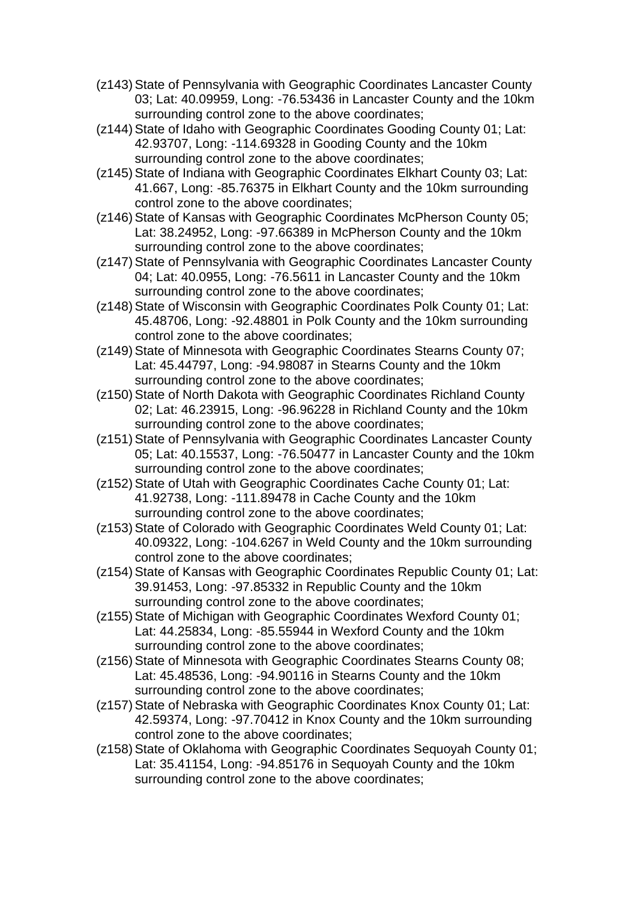(z143) State of Pennsylvania with Geographic Coordinates Lancaster County 03; Lat: 40.09959, Long: -76.53436 in Lancaster County and the 10km surrounding control zone to the above coordinates;

(z144) State of Idaho with Geographic Coordinates Gooding County 01; Lat: 42.93707, Long: -114.69328 in Gooding County and the 10km surrounding control zone to the above coordinates;

(z145) State of Indiana with Geographic Coordinates Elkhart County 03; Lat: 41.667, Long: -85.76375 in Elkhart County and the 10km surrounding control zone to the above coordinates;

(z146) State of Kansas with Geographic Coordinates McPherson County 05; Lat: 38.24952, Long: -97.66389 in McPherson County and the 10km surrounding control zone to the above coordinates;

(z147) State of Pennsylvania with Geographic Coordinates Lancaster County 04; Lat: 40.0955, Long: -76.5611 in Lancaster County and the 10km surrounding control zone to the above coordinates;

(z148) State of Wisconsin with Geographic Coordinates Polk County 01; Lat: 45.48706, Long: -92.48801 in Polk County and the 10km surrounding control zone to the above coordinates;

(z149) State of Minnesota with Geographic Coordinates Stearns County 07; Lat: 45.44797, Long: -94.98087 in Stearns County and the 10km surrounding control zone to the above coordinates;

(z150) State of North Dakota with Geographic Coordinates Richland County 02; Lat: 46.23915, Long: -96.96228 in Richland County and the 10km surrounding control zone to the above coordinates;

(z151) State of Pennsylvania with Geographic Coordinates Lancaster County 05; Lat: 40.15537, Long: -76.50477 in Lancaster County and the 10km surrounding control zone to the above coordinates;

(z152) State of Utah with Geographic Coordinates Cache County 01; Lat: 41.92738, Long: -111.89478 in Cache County and the 10km surrounding control zone to the above coordinates;

(z153) State of Colorado with Geographic Coordinates Weld County 01; Lat: 40.09322, Long: -104.6267 in Weld County and the 10km surrounding control zone to the above coordinates;

(z154) State of Kansas with Geographic Coordinates Republic County 01; Lat: 39.91453, Long: -97.85332 in Republic County and the 10km surrounding control zone to the above coordinates;

(z155) State of Michigan with Geographic Coordinates Wexford County 01; Lat: 44.25834, Long: -85.55944 in Wexford County and the 10km surrounding control zone to the above coordinates;

(z156) State of Minnesota with Geographic Coordinates Stearns County 08; Lat: 45.48536, Long: -94.90116 in Stearns County and the 10km surrounding control zone to the above coordinates;

(z157) State of Nebraska with Geographic Coordinates Knox County 01; Lat: 42.59374, Long: -97.70412 in Knox County and the 10km surrounding control zone to the above coordinates;

(z158) State of Oklahoma with Geographic Coordinates Sequoyah County 01; Lat: 35.41154, Long: -94.85176 in Sequoyah County and the 10km surrounding control zone to the above coordinates;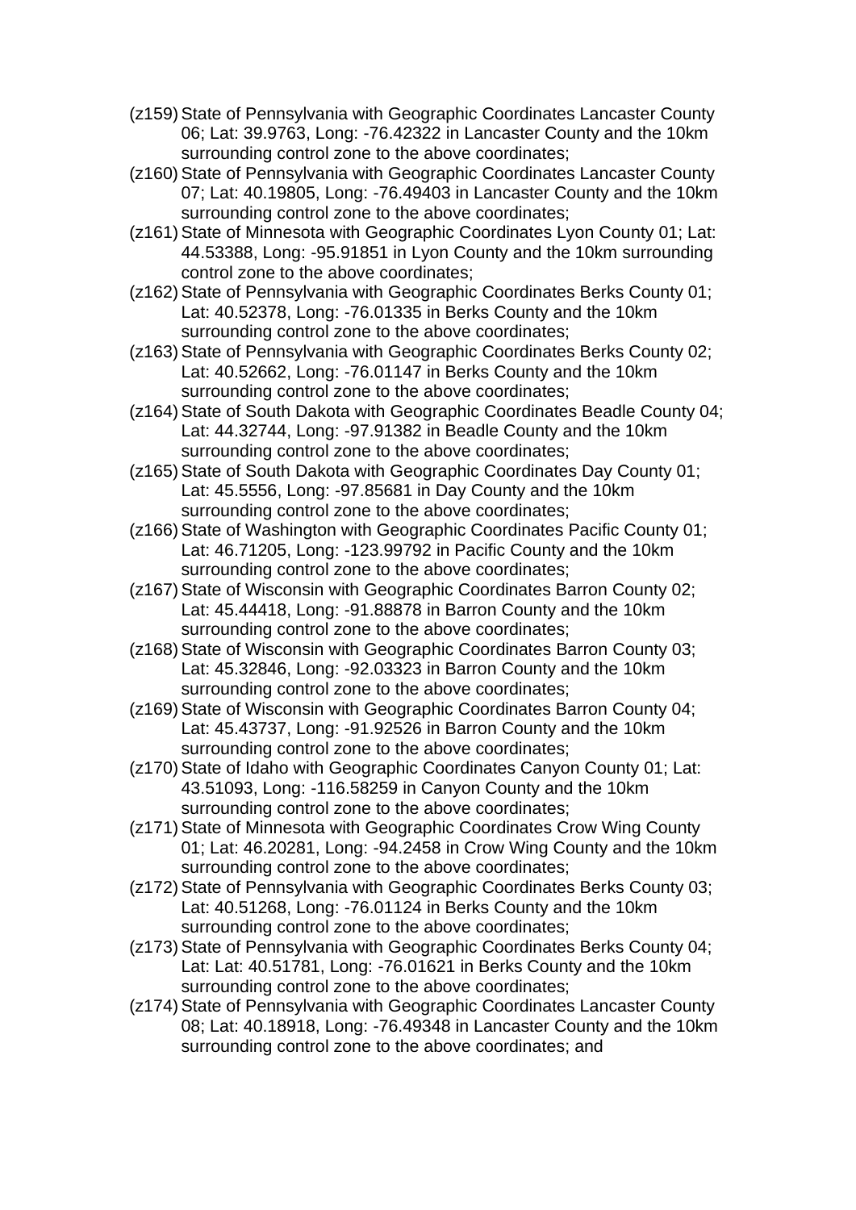(z159) State of Pennsylvania with Geographic Coordinates Lancaster County 06; Lat: 39.9763, Long: -76.42322 in Lancaster County and the 10km surrounding control zone to the above coordinates;

(z160) State of Pennsylvania with Geographic Coordinates Lancaster County 07; Lat: 40.19805, Long: -76.49403 in Lancaster County and the 10km surrounding control zone to the above coordinates;

(z161) State of Minnesota with Geographic Coordinates Lyon County 01; Lat: 44.53388, Long: -95.91851 in Lyon County and the 10km surrounding control zone to the above coordinates;

(z162) State of Pennsylvania with Geographic Coordinates Berks County 01; Lat: 40.52378, Long: -76.01335 in Berks County and the 10km surrounding control zone to the above coordinates;

(z163) State of Pennsylvania with Geographic Coordinates Berks County 02; Lat: 40.52662, Long: -76.01147 in Berks County and the 10km surrounding control zone to the above coordinates;

(z164) State of South Dakota with Geographic Coordinates Beadle County 04; Lat: 44.32744, Long: -97.91382 in Beadle County and the 10km surrounding control zone to the above coordinates;

(z165) State of South Dakota with Geographic Coordinates Day County 01; Lat: 45.5556, Long: -97.85681 in Day County and the 10km surrounding control zone to the above coordinates;

(z166) State of Washington with Geographic Coordinates Pacific County 01; Lat: 46.71205, Long: -123.99792 in Pacific County and the 10km surrounding control zone to the above coordinates;

(z167) State of Wisconsin with Geographic Coordinates Barron County 02; Lat: 45.44418, Long: -91.88878 in Barron County and the 10km surrounding control zone to the above coordinates;

(z168) State of Wisconsin with Geographic Coordinates Barron County 03; Lat: 45.32846, Long: -92.03323 in Barron County and the 10km surrounding control zone to the above coordinates;

(z169) State of Wisconsin with Geographic Coordinates Barron County 04; Lat: 45.43737, Long: -91.92526 in Barron County and the 10km surrounding control zone to the above coordinates;

(z170) State of Idaho with Geographic Coordinates Canyon County 01; Lat: 43.51093, Long: -116.58259 in Canyon County and the 10km surrounding control zone to the above coordinates;

(z171) State of Minnesota with Geographic Coordinates Crow Wing County 01; Lat: 46.20281, Long: -94.2458 in Crow Wing County and the 10km surrounding control zone to the above coordinates;

(z172) State of Pennsylvania with Geographic Coordinates Berks County 03; Lat: 40.51268, Long: -76.01124 in Berks County and the 10km surrounding control zone to the above coordinates;

(z173) State of Pennsylvania with Geographic Coordinates Berks County 04; Lat: Lat: 40.51781, Long: -76.01621 in Berks County and the 10km surrounding control zone to the above coordinates;

(z174) State of Pennsylvania with Geographic Coordinates Lancaster County 08; Lat: 40.18918, Long: -76.49348 in Lancaster County and the 10km surrounding control zone to the above coordinates; and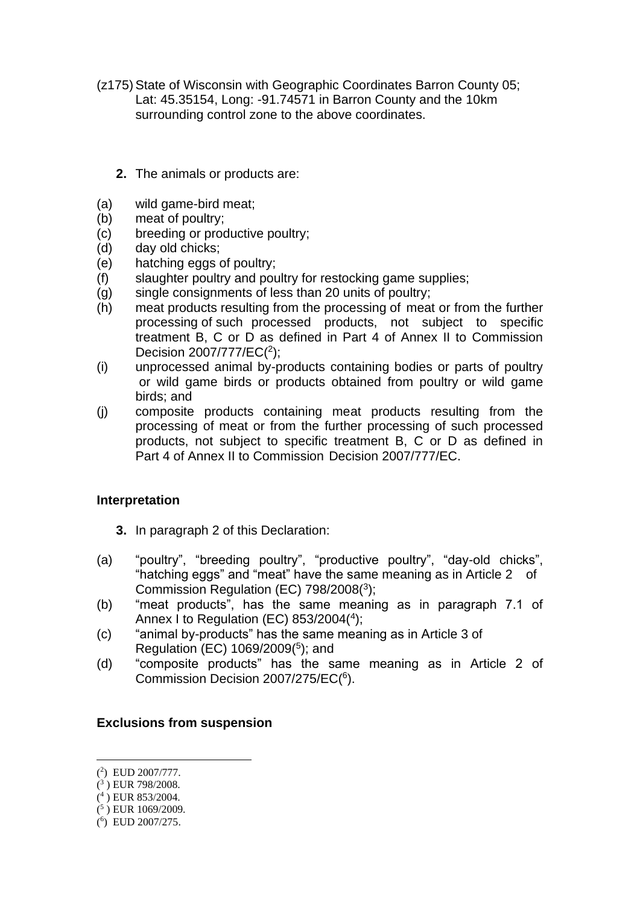(z175) State of Wisconsin with Geographic Coordinates Barron County 05; Lat: 45.35154, Long: -91.74571 in Barron County and the 10km surrounding control zone to the above coordinates.

**2.** The animals or products are:

(a) wild game-bird meat;
(b) meat of poultry;
(c) breeding or productive poultry;
(d) day old chicks;
(e) hatching eggs of poultry;
(f) slaughter poultry and poultry for restocking game supplies;
(g) single consignments of less than 20 units of poultry;
(h) meat products resulting from the processing of meat or from the further processing of such processed products, not subject to specific treatment B, C or D as defined in Part 4 of Annex II to Commission Decision 2007/777/EC([2]);
(i) unprocessed animal by-products containing bodies or parts of poultry or wild game birds or products obtained from poultry or wild game birds; and
(j) composite products containing meat products resulting from the processing of meat or from the further processing of such processed products, not subject to specific treatment B, C or D as defined in Part 4 of Annex II to Commission Decision 2007/777/EC.

### Interpretation

**3.** In paragraph 2 of this Declaration:

(a) "poultry", "breeding poultry", "productive poultry", "day-old chicks", "hatching eggs" and "meat" have the same meaning as in Article 2 of Commission Regulation (EC) 798/2008([3]);
(b) "meat products", has the same meaning as in paragraph 7.1 of Annex I to Regulation (EC) 853/2004([4]);
(c) "animal by-products" has the same meaning as in Article 3 of Regulation (EC) 1069/2009([5]); and
(d) "composite products" has the same meaning as in Article 2 of Commission Decision 2007/275/EC([6]).

### Exclusions from suspension

---

([2]) EUD 2007/777.
([3]) EUR 798/2008.
([4]) EUR 853/2004.
([5]) EUR 1069/2009.
([6]) EUD 2007/275.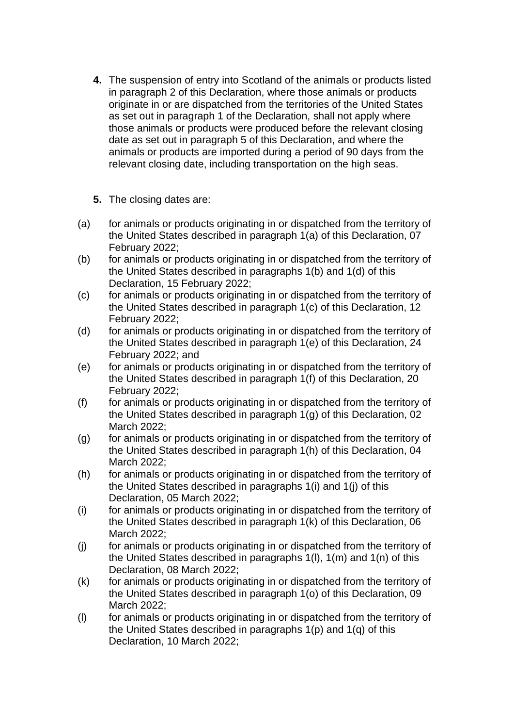**4.** The suspension of entry into Scotland of the animals or products listed in paragraph 2 of this Declaration, where those animals or products originate in or are dispatched from the territories of the United States as set out in paragraph 1 of the Declaration, shall not apply where those animals or products were produced before the relevant closing date as set out in paragraph 5 of this Declaration, and where the animals or products are imported during a period of 90 days from the relevant closing date, including transportation on the high seas.

**5.** The closing dates are:

(a) for animals or products originating in or dispatched from the territory of the United States described in paragraph 1(a) of this Declaration, 07 February 2022;

(b) for animals or products originating in or dispatched from the territory of the United States described in paragraphs 1(b) and 1(d) of this Declaration, 15 February 2022;

(c) for animals or products originating in or dispatched from the territory of the United States described in paragraph 1(c) of this Declaration, 12 February 2022;

(d) for animals or products originating in or dispatched from the territory of the United States described in paragraph 1(e) of this Declaration, 24 February 2022; and

(e) for animals or products originating in or dispatched from the territory of the United States described in paragraph 1(f) of this Declaration, 20 February 2022;

(f) for animals or products originating in or dispatched from the territory of the United States described in paragraph 1(g) of this Declaration, 02 March 2022;

(g) for animals or products originating in or dispatched from the territory of the United States described in paragraph 1(h) of this Declaration, 04 March 2022;

(h) for animals or products originating in or dispatched from the territory of the United States described in paragraphs 1(i) and 1(j) of this Declaration, 05 March 2022;

(i) for animals or products originating in or dispatched from the territory of the United States described in paragraph 1(k) of this Declaration, 06 March 2022;

(j) for animals or products originating in or dispatched from the territory of the United States described in paragraphs 1(l), 1(m) and 1(n) of this Declaration, 08 March 2022;

(k) for animals or products originating in or dispatched from the territory of the United States described in paragraph 1(o) of this Declaration, 09 March 2022;

(l) for animals or products originating in or dispatched from the territory of the United States described in paragraphs 1(p) and 1(q) of this Declaration, 10 March 2022;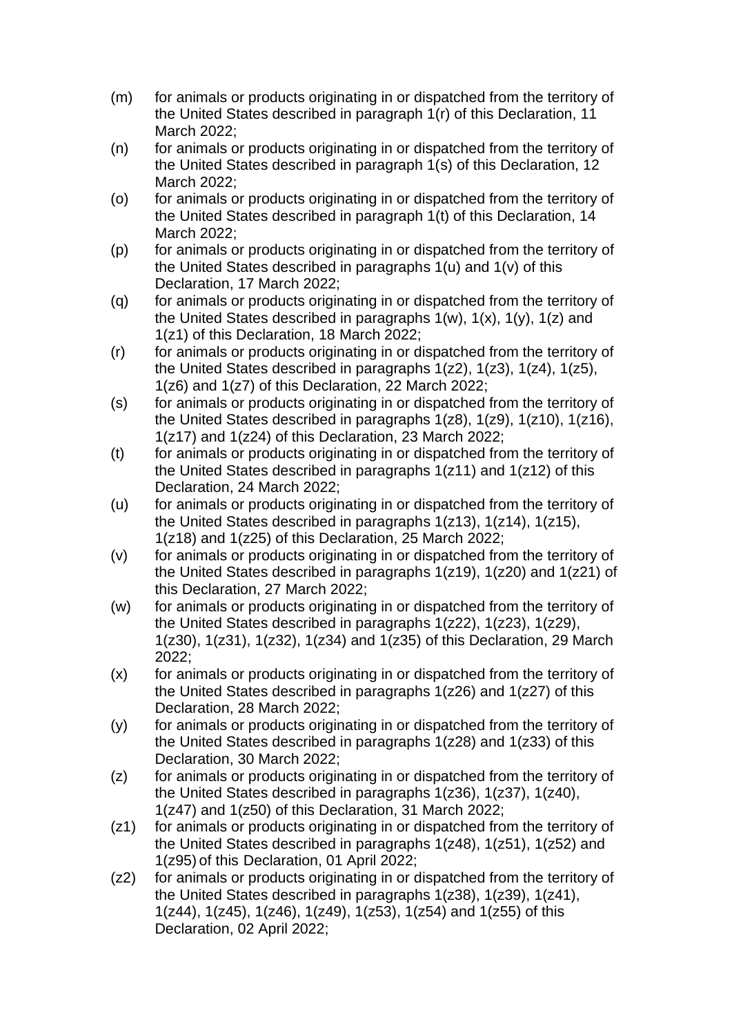(m) for animals or products originating in or dispatched from the territory of the United States described in paragraph 1(r) of this Declaration, 11 March 2022;

(n) for animals or products originating in or dispatched from the territory of the United States described in paragraph 1(s) of this Declaration, 12 March 2022;

(o) for animals or products originating in or dispatched from the territory of the United States described in paragraph 1(t) of this Declaration, 14 March 2022;

(p) for animals or products originating in or dispatched from the territory of the United States described in paragraphs 1(u) and 1(v) of this Declaration, 17 March 2022;

(q) for animals or products originating in or dispatched from the territory of the United States described in paragraphs 1(w), 1(x), 1(y), 1(z) and 1(z1) of this Declaration, 18 March 2022;

(r) for animals or products originating in or dispatched from the territory of the United States described in paragraphs 1(z2), 1(z3), 1(z4), 1(z5), 1(z6) and 1(z7) of this Declaration, 22 March 2022;

(s) for animals or products originating in or dispatched from the territory of the United States described in paragraphs 1(z8), 1(z9), 1(z10), 1(z16), 1(z17) and 1(z24) of this Declaration, 23 March 2022;

(t) for animals or products originating in or dispatched from the territory of the United States described in paragraphs 1(z11) and 1(z12) of this Declaration, 24 March 2022;

(u) for animals or products originating in or dispatched from the territory of the United States described in paragraphs 1(z13), 1(z14), 1(z15), 1(z18) and 1(z25) of this Declaration, 25 March 2022;

(v) for animals or products originating in or dispatched from the territory of the United States described in paragraphs 1(z19), 1(z20) and 1(z21) of this Declaration, 27 March 2022;

(w) for animals or products originating in or dispatched from the territory of the United States described in paragraphs 1(z22), 1(z23), 1(z29), 1(z30), 1(z31), 1(z32), 1(z34) and 1(z35) of this Declaration, 29 March 2022;

(x) for animals or products originating in or dispatched from the territory of the United States described in paragraphs 1(z26) and 1(z27) of this Declaration, 28 March 2022;

(y) for animals or products originating in or dispatched from the territory of the United States described in paragraphs 1(z28) and 1(z33) of this Declaration, 30 March 2022;

(z) for animals or products originating in or dispatched from the territory of the United States described in paragraphs 1(z36), 1(z37), 1(z40), 1(z47) and 1(z50) of this Declaration, 31 March 2022;

(z1) for animals or products originating in or dispatched from the territory of the United States described in paragraphs 1(z48), 1(z51), 1(z52) and 1(z95) of this Declaration, 01 April 2022;

(z2) for animals or products originating in or dispatched from the territory of the United States described in paragraphs 1(z38), 1(z39), 1(z41), 1(z44), 1(z45), 1(z46), 1(z49), 1(z53), 1(z54) and 1(z55) of this Declaration, 02 April 2022;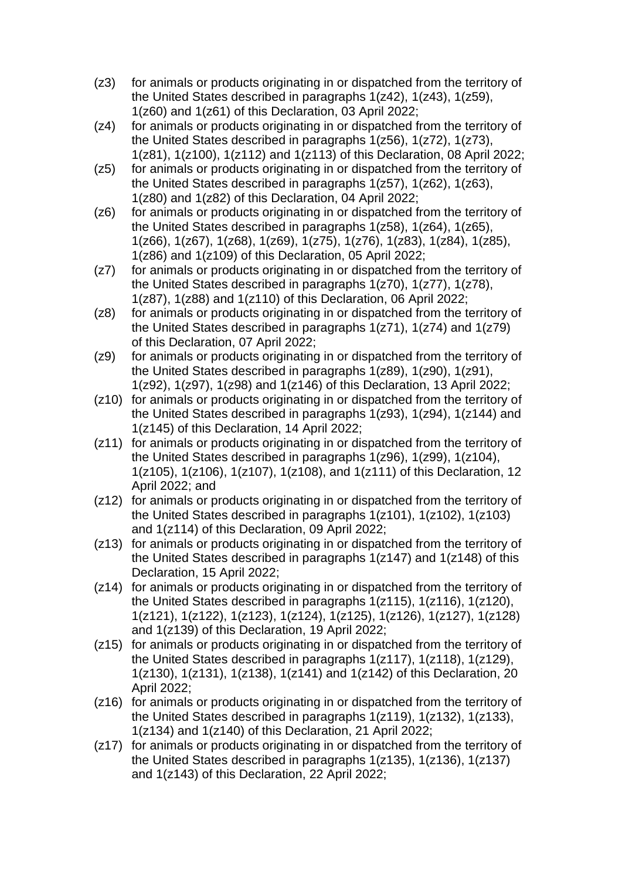- (z3) for animals or products originating in or dispatched from the territory of the United States described in paragraphs 1(z42), 1(z43), 1(z59), 1(z60) and 1(z61) of this Declaration, 03 April 2022;
- (z4) for animals or products originating in or dispatched from the territory of the United States described in paragraphs 1(z56), 1(z72), 1(z73), 1(z81), 1(z100), 1(z112) and 1(z113) of this Declaration, 08 April 2022;
- (z5) for animals or products originating in or dispatched from the territory of the United States described in paragraphs 1(z57), 1(z62), 1(z63), 1(z80) and 1(z82) of this Declaration, 04 April 2022;
- (z6) for animals or products originating in or dispatched from the territory of the United States described in paragraphs 1(z58), 1(z64), 1(z65), 1(z66), 1(z67), 1(z68), 1(z69), 1(z75), 1(z76), 1(z83), 1(z84), 1(z85), 1(z86) and 1(z109) of this Declaration, 05 April 2022;
- (z7) for animals or products originating in or dispatched from the territory of the United States described in paragraphs 1(z70), 1(z77), 1(z78), 1(z87), 1(z88) and 1(z110) of this Declaration, 06 April 2022;
- (z8) for animals or products originating in or dispatched from the territory of the United States described in paragraphs 1(z71), 1(z74) and 1(z79) of this Declaration, 07 April 2022;
- (z9) for animals or products originating in or dispatched from the territory of the United States described in paragraphs 1(z89), 1(z90), 1(z91), 1(z92), 1(z97), 1(z98) and 1(z146) of this Declaration, 13 April 2022;
- (z10) for animals or products originating in or dispatched from the territory of the United States described in paragraphs 1(z93), 1(z94), 1(z144) and 1(z145) of this Declaration, 14 April 2022;
- (z11) for animals or products originating in or dispatched from the territory of the United States described in paragraphs 1(z96), 1(z99), 1(z104), 1(z105), 1(z106), 1(z107), 1(z108), and 1(z111) of this Declaration, 12 April 2022; and
- (z12) for animals or products originating in or dispatched from the territory of the United States described in paragraphs 1(z101), 1(z102), 1(z103) and 1(z114) of this Declaration, 09 April 2022;
- (z13) for animals or products originating in or dispatched from the territory of the United States described in paragraphs 1(z147) and 1(z148) of this Declaration, 15 April 2022;
- (z14) for animals or products originating in or dispatched from the territory of the United States described in paragraphs 1(z115), 1(z116), 1(z120), 1(z121), 1(z122), 1(z123), 1(z124), 1(z125), 1(z126), 1(z127), 1(z128) and 1(z139) of this Declaration, 19 April 2022;
- (z15) for animals or products originating in or dispatched from the territory of the United States described in paragraphs 1(z117), 1(z118), 1(z129), 1(z130), 1(z131), 1(z138), 1(z141) and 1(z142) of this Declaration, 20 April 2022;
- (z16) for animals or products originating in or dispatched from the territory of the United States described in paragraphs 1(z119), 1(z132), 1(z133), 1(z134) and 1(z140) of this Declaration, 21 April 2022;
- (z17) for animals or products originating in or dispatched from the territory of the United States described in paragraphs 1(z135), 1(z136), 1(z137) and 1(z143) of this Declaration, 22 April 2022;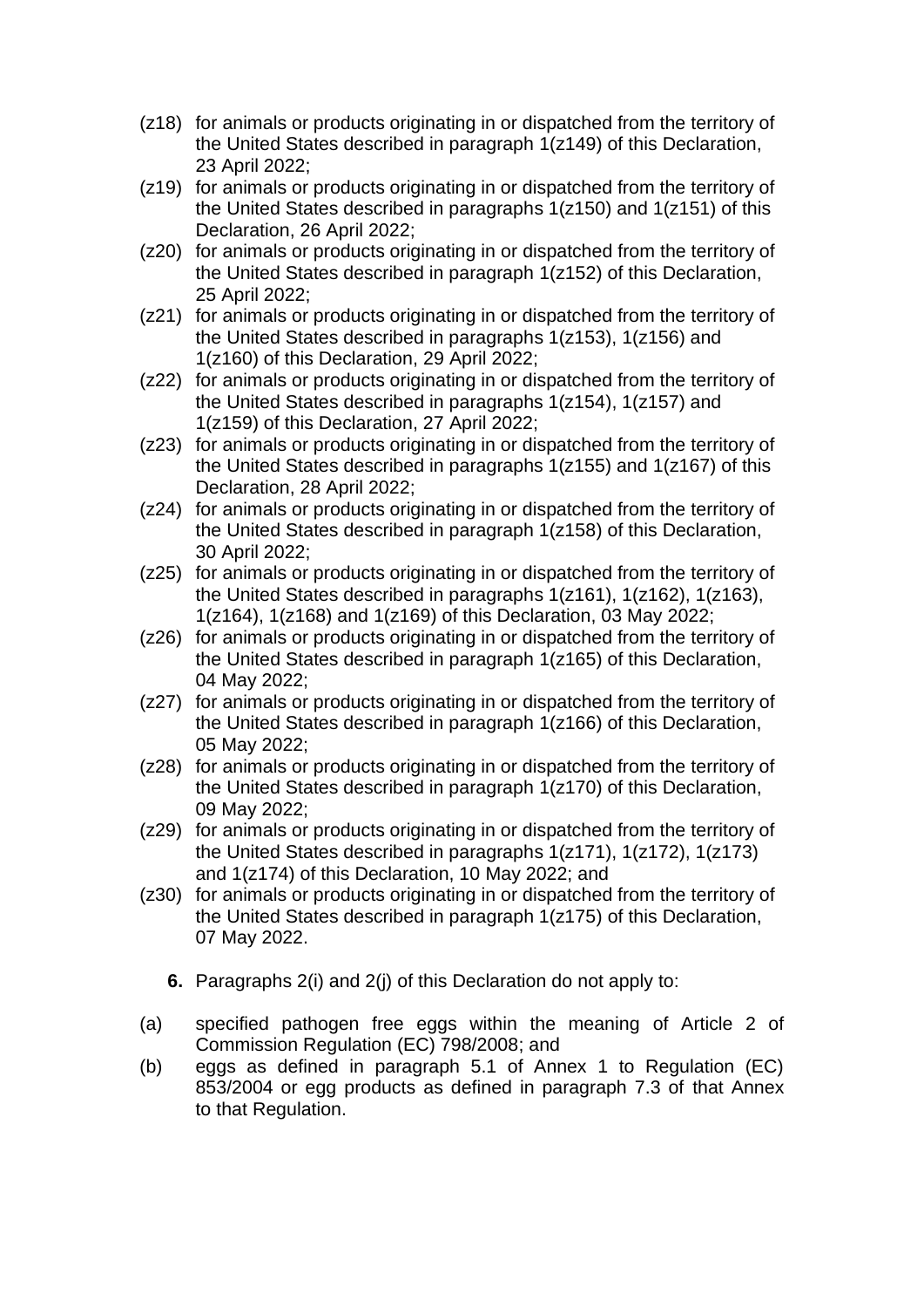(z18) for animals or products originating in or dispatched from the territory of the United States described in paragraph 1(z149) of this Declaration, 23 April 2022;

(z19) for animals or products originating in or dispatched from the territory of the United States described in paragraphs 1(z150) and 1(z151) of this Declaration, 26 April 2022;

(z20) for animals or products originating in or dispatched from the territory of the United States described in paragraph 1(z152) of this Declaration, 25 April 2022;

(z21) for animals or products originating in or dispatched from the territory of the United States described in paragraphs 1(z153), 1(z156) and 1(z160) of this Declaration, 29 April 2022;

(z22) for animals or products originating in or dispatched from the territory of the United States described in paragraphs 1(z154), 1(z157) and 1(z159) of this Declaration, 27 April 2022;

(z23) for animals or products originating in or dispatched from the territory of the United States described in paragraphs 1(z155) and 1(z167) of this Declaration, 28 April 2022;

(z24) for animals or products originating in or dispatched from the territory of the United States described in paragraph 1(z158) of this Declaration, 30 April 2022;

(z25) for animals or products originating in or dispatched from the territory of the United States described in paragraphs 1(z161), 1(z162), 1(z163), 1(z164), 1(z168) and 1(z169) of this Declaration, 03 May 2022;

(z26) for animals or products originating in or dispatched from the territory of the United States described in paragraph 1(z165) of this Declaration, 04 May 2022;

(z27) for animals or products originating in or dispatched from the territory of the United States described in paragraph 1(z166) of this Declaration, 05 May 2022;

(z28) for animals or products originating in or dispatched from the territory of the United States described in paragraph 1(z170) of this Declaration, 09 May 2022;

(z29) for animals or products originating in or dispatched from the territory of the United States described in paragraphs 1(z171), 1(z172), 1(z173) and 1(z174) of this Declaration, 10 May 2022; and

(z30) for animals or products originating in or dispatched from the territory of the United States described in paragraph 1(z175) of this Declaration, 07 May 2022.

**6.** Paragraphs 2(i) and 2(j) of this Declaration do not apply to:

(a) specified pathogen free eggs within the meaning of Article 2 of Commission Regulation (EC) 798/2008; and

(b) eggs as defined in paragraph 5.1 of Annex 1 to Regulation (EC) 853/2004 or egg products as defined in paragraph 7.3 of that Annex to that Regulation.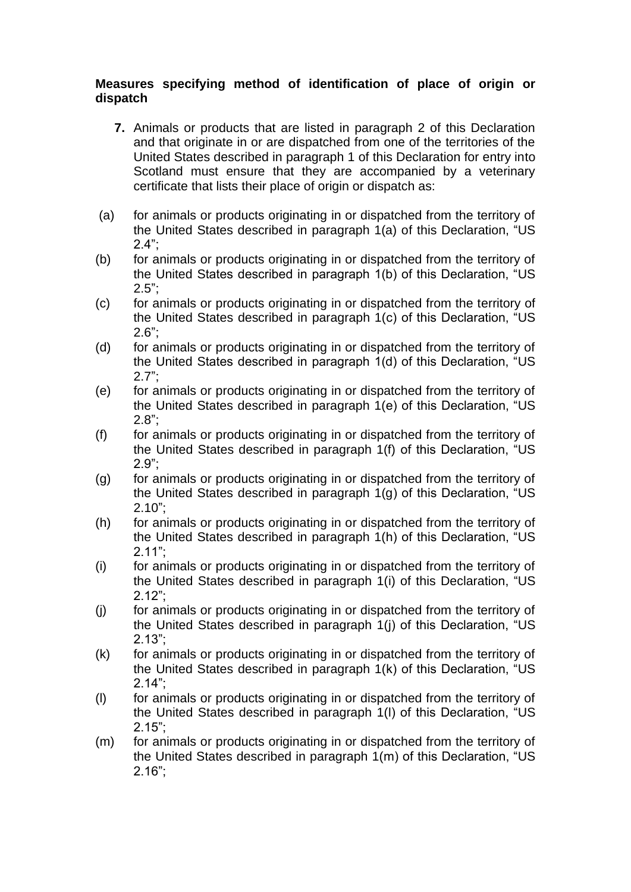**Measures specifying method of identification of place of origin or dispatch**

**7.** Animals or products that are listed in paragraph 2 of this Declaration and that originate in or are dispatched from one of the territories of the United States described in paragraph 1 of this Declaration for entry into Scotland must ensure that they are accompanied by a veterinary certificate that lists their place of origin or dispatch as:

(a) for animals or products originating in or dispatched from the territory of the United States described in paragraph 1(a) of this Declaration, “US 2.4”;

(b) for animals or products originating in or dispatched from the territory of the United States described in paragraph 1(b) of this Declaration, “US 2.5”;

(c) for animals or products originating in or dispatched from the territory of the United States described in paragraph 1(c) of this Declaration, “US 2.6”;

(d) for animals or products originating in or dispatched from the territory of the United States described in paragraph 1(d) of this Declaration, “US 2.7”;

(e) for animals or products originating in or dispatched from the territory of the United States described in paragraph 1(e) of this Declaration, “US 2.8”;

(f) for animals or products originating in or dispatched from the territory of the United States described in paragraph 1(f) of this Declaration, “US 2.9”;

(g) for animals or products originating in or dispatched from the territory of the United States described in paragraph 1(g) of this Declaration, “US 2.10”;

(h) for animals or products originating in or dispatched from the territory of the United States described in paragraph 1(h) of this Declaration, “US 2.11”;

(i) for animals or products originating in or dispatched from the territory of the United States described in paragraph 1(i) of this Declaration, “US 2.12”;

(j) for animals or products originating in or dispatched from the territory of the United States described in paragraph 1(j) of this Declaration, “US 2.13”;

(k) for animals or products originating in or dispatched from the territory of the United States described in paragraph 1(k) of this Declaration, “US 2.14”;

(l) for animals or products originating in or dispatched from the territory of the United States described in paragraph 1(l) of this Declaration, “US 2.15”;

(m) for animals or products originating in or dispatched from the territory of the United States described in paragraph 1(m) of this Declaration, “US 2.16”;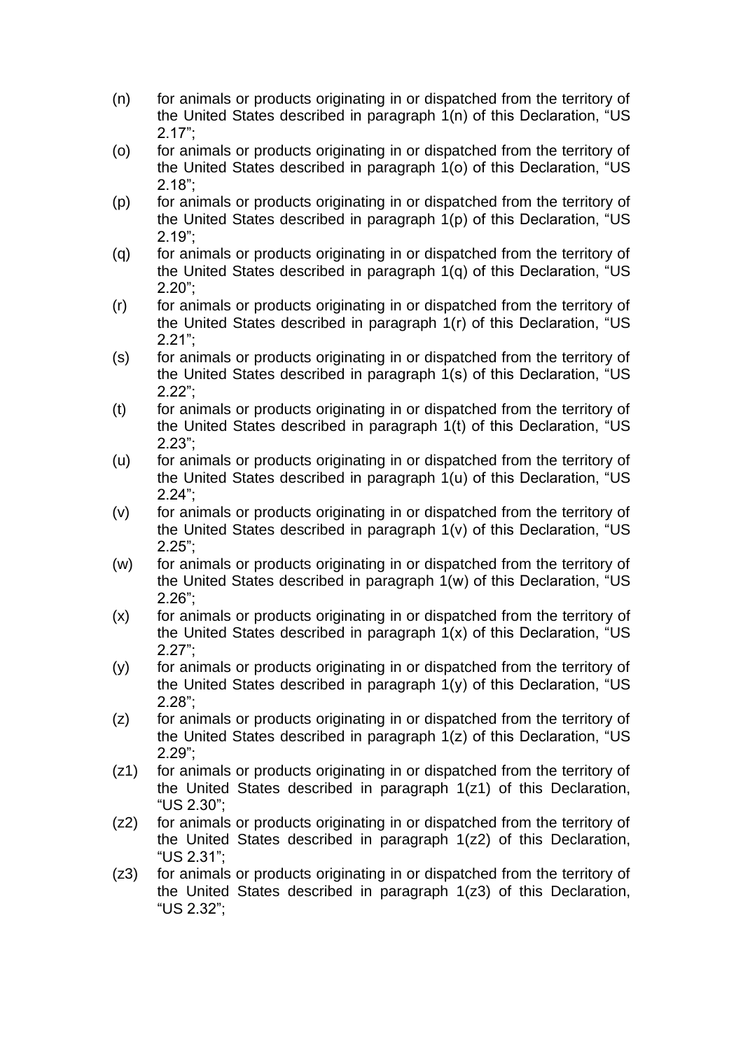(n) for animals or products originating in or dispatched from the territory of the United States described in paragraph 1(n) of this Declaration, "US 2.17";

(o) for animals or products originating in or dispatched from the territory of the United States described in paragraph 1(o) of this Declaration, "US 2.18";

(p) for animals or products originating in or dispatched from the territory of the United States described in paragraph 1(p) of this Declaration, "US 2.19";

(q) for animals or products originating in or dispatched from the territory of the United States described in paragraph 1(q) of this Declaration, "US 2.20";

(r) for animals or products originating in or dispatched from the territory of the United States described in paragraph 1(r) of this Declaration, "US 2.21";

(s) for animals or products originating in or dispatched from the territory of the United States described in paragraph 1(s) of this Declaration, "US 2.22";

(t) for animals or products originating in or dispatched from the territory of the United States described in paragraph 1(t) of this Declaration, "US 2.23";

(u) for animals or products originating in or dispatched from the territory of the United States described in paragraph 1(u) of this Declaration, "US 2.24";

(v) for animals or products originating in or dispatched from the territory of the United States described in paragraph 1(v) of this Declaration, "US 2.25";

(w) for animals or products originating in or dispatched from the territory of the United States described in paragraph 1(w) of this Declaration, "US 2.26";

(x) for animals or products originating in or dispatched from the territory of the United States described in paragraph 1(x) of this Declaration, "US 2.27";

(y) for animals or products originating in or dispatched from the territory of the United States described in paragraph 1(y) of this Declaration, "US 2.28";

(z) for animals or products originating in or dispatched from the territory of the United States described in paragraph 1(z) of this Declaration, "US 2.29";

(z1) for animals or products originating in or dispatched from the territory of the United States described in paragraph 1(z1) of this Declaration, "US 2.30";

(z2) for animals or products originating in or dispatched from the territory of the United States described in paragraph 1(z2) of this Declaration, "US 2.31";

(z3) for animals or products originating in or dispatched from the territory of the United States described in paragraph 1(z3) of this Declaration, "US 2.32";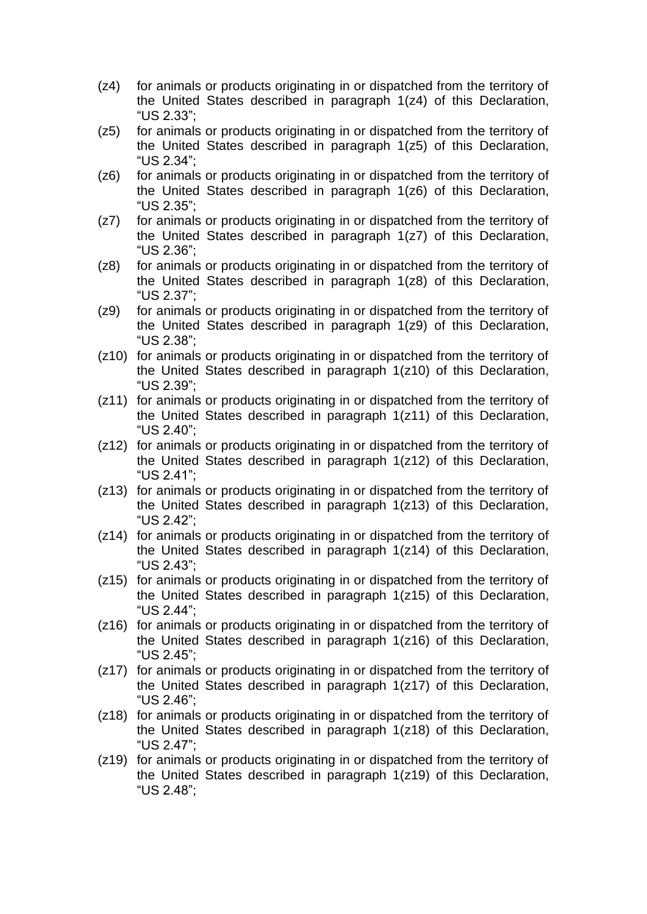(z4) for animals or products originating in or dispatched from the territory of the United States described in paragraph 1(z4) of this Declaration, “US 2.33”;

(z5) for animals or products originating in or dispatched from the territory of the United States described in paragraph 1(z5) of this Declaration, “US 2.34”;

(z6) for animals or products originating in or dispatched from the territory of the United States described in paragraph 1(z6) of this Declaration, “US 2.35”;

(z7) for animals or products originating in or dispatched from the territory of the United States described in paragraph 1(z7) of this Declaration, “US 2.36”;

(z8) for animals or products originating in or dispatched from the territory of the United States described in paragraph 1(z8) of this Declaration, “US 2.37”;

(z9) for animals or products originating in or dispatched from the territory of the United States described in paragraph 1(z9) of this Declaration, “US 2.38”;

(z10) for animals or products originating in or dispatched from the territory of the United States described in paragraph 1(z10) of this Declaration, “US 2.39”;

(z11) for animals or products originating in or dispatched from the territory of the United States described in paragraph 1(z11) of this Declaration, “US 2.40”;

(z12) for animals or products originating in or dispatched from the territory of the United States described in paragraph 1(z12) of this Declaration, “US 2.41”;

(z13) for animals or products originating in or dispatched from the territory of the United States described in paragraph 1(z13) of this Declaration, “US 2.42”;

(z14) for animals or products originating in or dispatched from the territory of the United States described in paragraph 1(z14) of this Declaration, “US 2.43”;

(z15) for animals or products originating in or dispatched from the territory of the United States described in paragraph 1(z15) of this Declaration, “US 2.44”;

(z16) for animals or products originating in or dispatched from the territory of the United States described in paragraph 1(z16) of this Declaration, “US 2.45”;

(z17) for animals or products originating in or dispatched from the territory of the United States described in paragraph 1(z17) of this Declaration, “US 2.46”;

(z18) for animals or products originating in or dispatched from the territory of the United States described in paragraph 1(z18) of this Declaration, “US 2.47”;

(z19) for animals or products originating in or dispatched from the territory of the United States described in paragraph 1(z19) of this Declaration, “US 2.48”;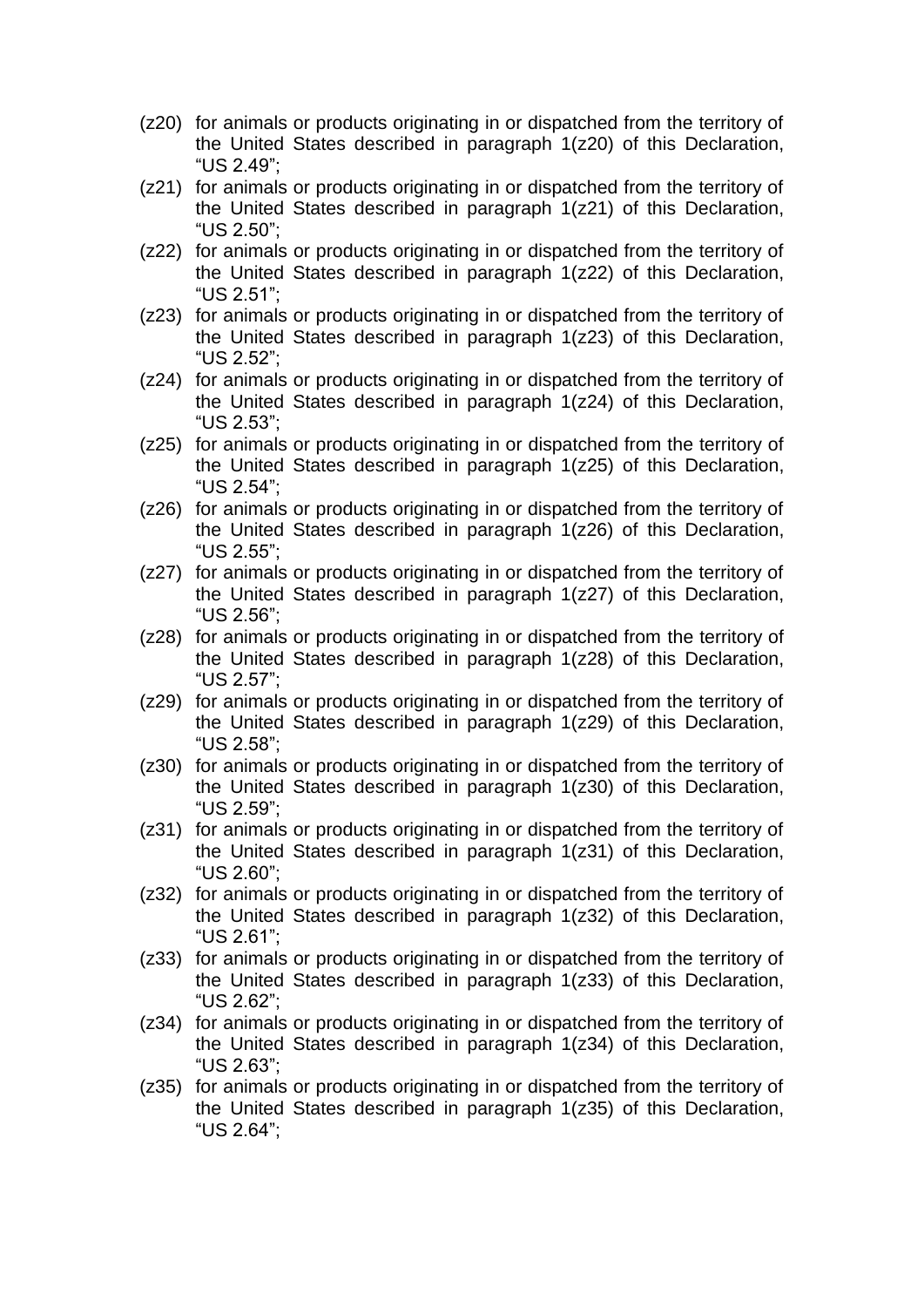(z20) for animals or products originating in or dispatched from the territory of the United States described in paragraph 1(z20) of this Declaration, “US 2.49”;

(z21) for animals or products originating in or dispatched from the territory of the United States described in paragraph 1(z21) of this Declaration, “US 2.50”;

(z22) for animals or products originating in or dispatched from the territory of the United States described in paragraph 1(z22) of this Declaration, “US 2.51”;

(z23) for animals or products originating in or dispatched from the territory of the United States described in paragraph 1(z23) of this Declaration, “US 2.52”;

(z24) for animals or products originating in or dispatched from the territory of the United States described in paragraph 1(z24) of this Declaration, “US 2.53”;

(z25) for animals or products originating in or dispatched from the territory of the United States described in paragraph 1(z25) of this Declaration, “US 2.54”;

(z26) for animals or products originating in or dispatched from the territory of the United States described in paragraph 1(z26) of this Declaration, “US 2.55”;

(z27) for animals or products originating in or dispatched from the territory of the United States described in paragraph 1(z27) of this Declaration, “US 2.56”;

(z28) for animals or products originating in or dispatched from the territory of the United States described in paragraph 1(z28) of this Declaration, “US 2.57”;

(z29) for animals or products originating in or dispatched from the territory of the United States described in paragraph 1(z29) of this Declaration, “US 2.58”;

(z30) for animals or products originating in or dispatched from the territory of the United States described in paragraph 1(z30) of this Declaration, “US 2.59”;

(z31) for animals or products originating in or dispatched from the territory of the United States described in paragraph 1(z31) of this Declaration, “US 2.60”;

(z32) for animals or products originating in or dispatched from the territory of the United States described in paragraph 1(z32) of this Declaration, “US 2.61”;

(z33) for animals or products originating in or dispatched from the territory of the United States described in paragraph 1(z33) of this Declaration, “US 2.62”;

(z34) for animals or products originating in or dispatched from the territory of the United States described in paragraph 1(z34) of this Declaration, “US 2.63”;

(z35) for animals or products originating in or dispatched from the territory of the United States described in paragraph 1(z35) of this Declaration, “US 2.64”;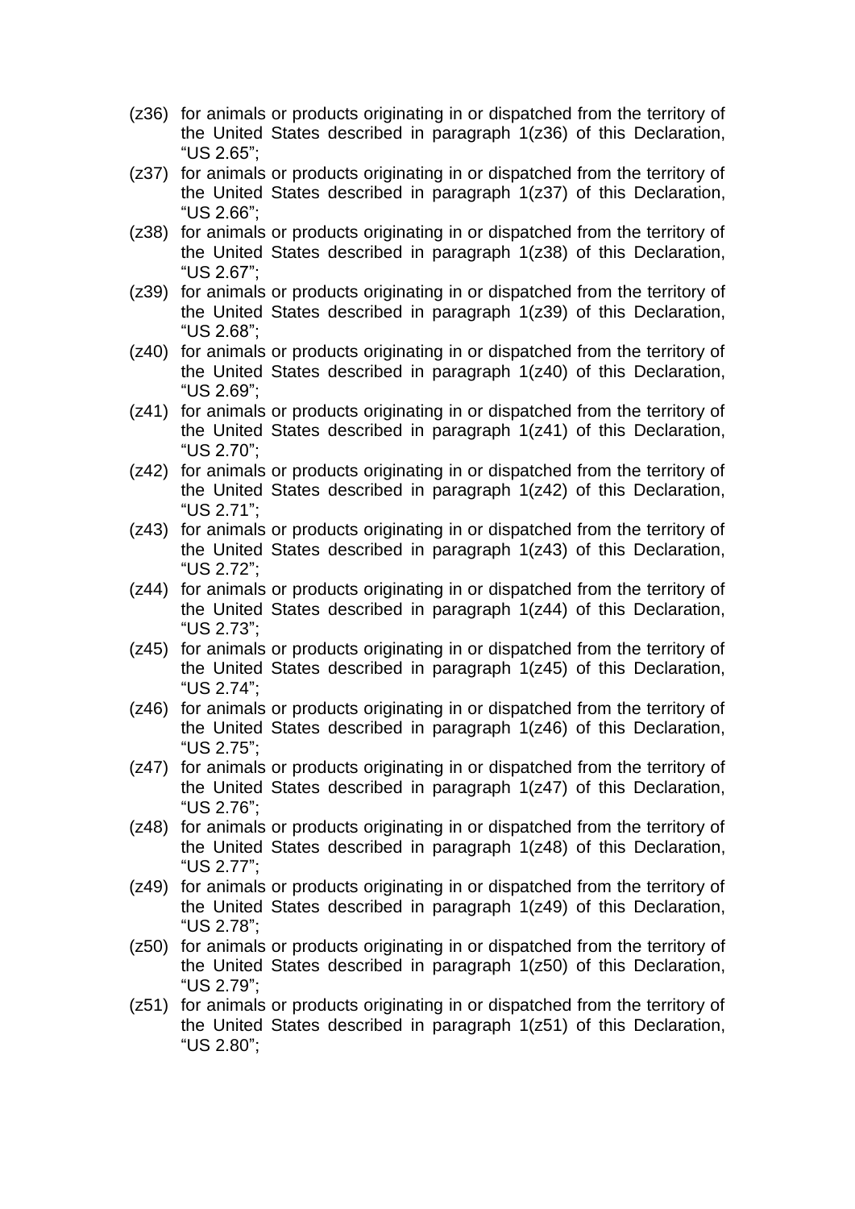(z36) for animals or products originating in or dispatched from the territory of the United States described in paragraph 1(z36) of this Declaration, "US 2.65";

(z37) for animals or products originating in or dispatched from the territory of the United States described in paragraph 1(z37) of this Declaration, "US 2.66";

(z38) for animals or products originating in or dispatched from the territory of the United States described in paragraph 1(z38) of this Declaration, "US 2.67";

(z39) for animals or products originating in or dispatched from the territory of the United States described in paragraph 1(z39) of this Declaration, "US 2.68";

(z40) for animals or products originating in or dispatched from the territory of the United States described in paragraph 1(z40) of this Declaration, "US 2.69";

(z41) for animals or products originating in or dispatched from the territory of the United States described in paragraph 1(z41) of this Declaration, "US 2.70";

(z42) for animals or products originating in or dispatched from the territory of the United States described in paragraph 1(z42) of this Declaration, "US 2.71";

(z43) for animals or products originating in or dispatched from the territory of the United States described in paragraph 1(z43) of this Declaration, "US 2.72";

(z44) for animals or products originating in or dispatched from the territory of the United States described in paragraph 1(z44) of this Declaration, "US 2.73";

(z45) for animals or products originating in or dispatched from the territory of the United States described in paragraph 1(z45) of this Declaration, "US 2.74";

(z46) for animals or products originating in or dispatched from the territory of the United States described in paragraph 1(z46) of this Declaration, "US 2.75";

(z47) for animals or products originating in or dispatched from the territory of the United States described in paragraph 1(z47) of this Declaration, "US 2.76";

(z48) for animals or products originating in or dispatched from the territory of the United States described in paragraph 1(z48) of this Declaration, "US 2.77";

(z49) for animals or products originating in or dispatched from the territory of the United States described in paragraph 1(z49) of this Declaration, "US 2.78";

(z50) for animals or products originating in or dispatched from the territory of the United States described in paragraph 1(z50) of this Declaration, "US 2.79";

(z51) for animals or products originating in or dispatched from the territory of the United States described in paragraph 1(z51) of this Declaration, "US 2.80";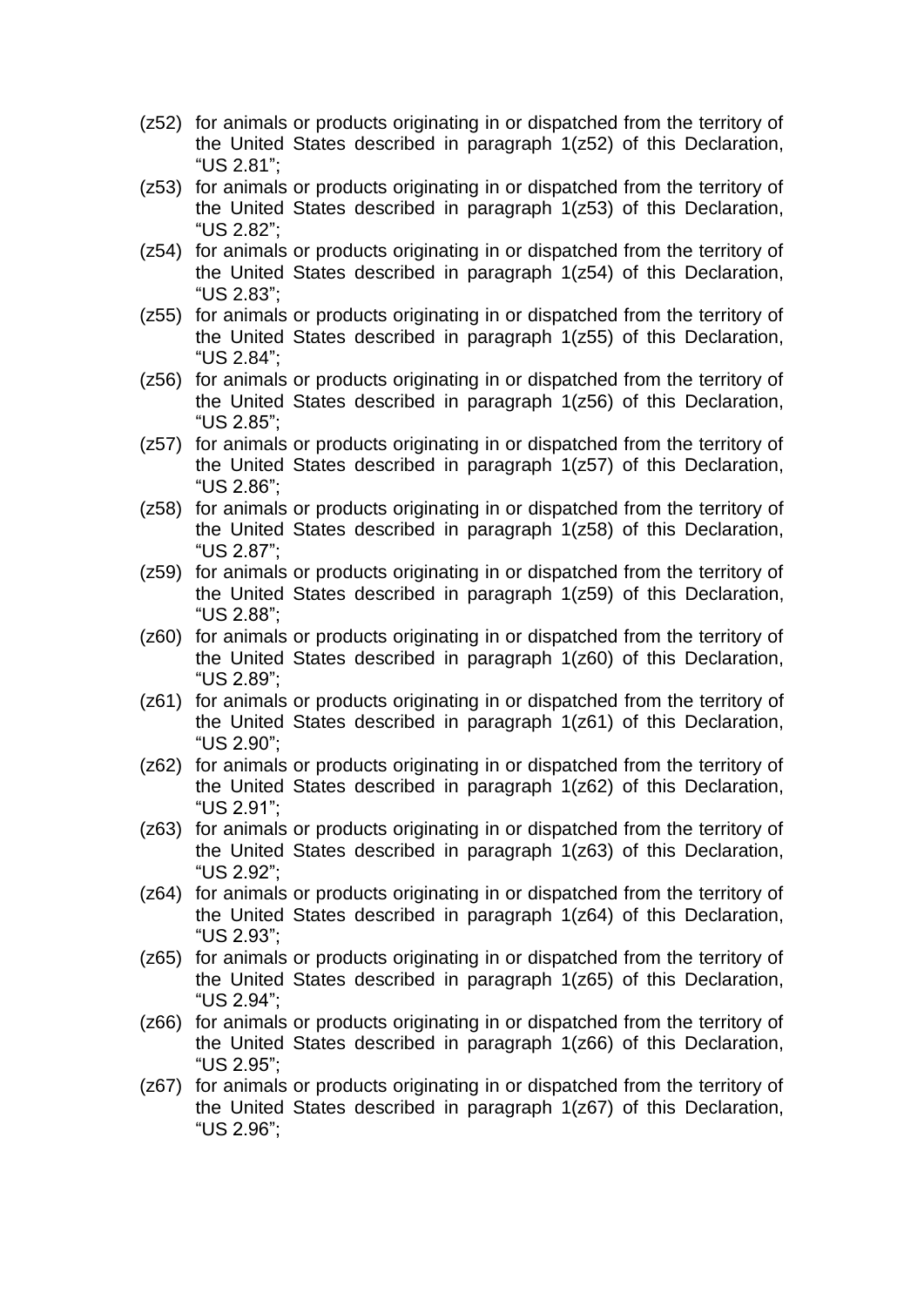(z52) for animals or products originating in or dispatched from the territory of the United States described in paragraph 1(z52) of this Declaration, "US 2.81";

(z53) for animals or products originating in or dispatched from the territory of the United States described in paragraph 1(z53) of this Declaration, "US 2.82";

(z54) for animals or products originating in or dispatched from the territory of the United States described in paragraph 1(z54) of this Declaration, "US 2.83";

(z55) for animals or products originating in or dispatched from the territory of the United States described in paragraph 1(z55) of this Declaration, "US 2.84";

(z56) for animals or products originating in or dispatched from the territory of the United States described in paragraph 1(z56) of this Declaration, "US 2.85";

(z57) for animals or products originating in or dispatched from the territory of the United States described in paragraph 1(z57) of this Declaration, "US 2.86";

(z58) for animals or products originating in or dispatched from the territory of the United States described in paragraph 1(z58) of this Declaration, "US 2.87";

(z59) for animals or products originating in or dispatched from the territory of the United States described in paragraph 1(z59) of this Declaration, "US 2.88";

(z60) for animals or products originating in or dispatched from the territory of the United States described in paragraph 1(z60) of this Declaration, "US 2.89";

(z61) for animals or products originating in or dispatched from the territory of the United States described in paragraph 1(z61) of this Declaration, "US 2.90";

(z62) for animals or products originating in or dispatched from the territory of the United States described in paragraph 1(z62) of this Declaration, "US 2.91";

(z63) for animals or products originating in or dispatched from the territory of the United States described in paragraph 1(z63) of this Declaration, "US 2.92";

(z64) for animals or products originating in or dispatched from the territory of the United States described in paragraph 1(z64) of this Declaration, "US 2.93";

(z65) for animals or products originating in or dispatched from the territory of the United States described in paragraph 1(z65) of this Declaration, "US 2.94";

(z66) for animals or products originating in or dispatched from the territory of the United States described in paragraph 1(z66) of this Declaration, "US 2.95";

(z67) for animals or products originating in or dispatched from the territory of the United States described in paragraph 1(z67) of this Declaration, "US 2.96";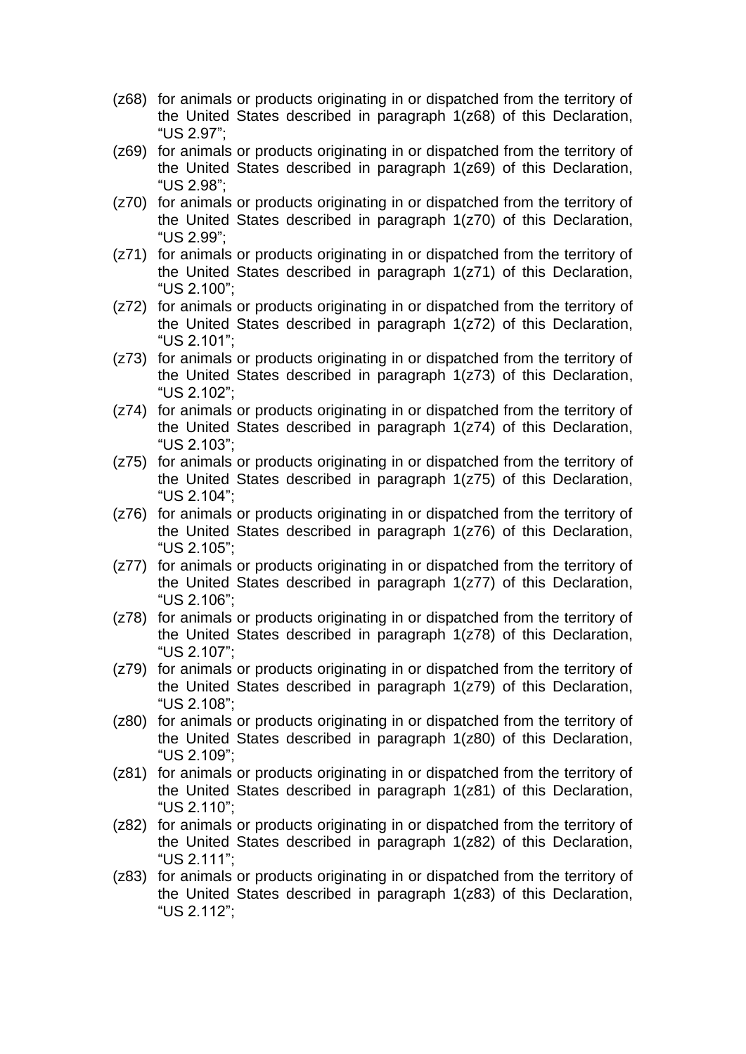(z68) for animals or products originating in or dispatched from the territory of the United States described in paragraph 1(z68) of this Declaration, “US 2.97”;

(z69) for animals or products originating in or dispatched from the territory of the United States described in paragraph 1(z69) of this Declaration, “US 2.98”;

(z70) for animals or products originating in or dispatched from the territory of the United States described in paragraph 1(z70) of this Declaration, “US 2.99”;

(z71) for animals or products originating in or dispatched from the territory of the United States described in paragraph 1(z71) of this Declaration, “US 2.100”;

(z72) for animals or products originating in or dispatched from the territory of the United States described in paragraph 1(z72) of this Declaration, “US 2.101”;

(z73) for animals or products originating in or dispatched from the territory of the United States described in paragraph 1(z73) of this Declaration, “US 2.102”;

(z74) for animals or products originating in or dispatched from the territory of the United States described in paragraph 1(z74) of this Declaration, “US 2.103”;

(z75) for animals or products originating in or dispatched from the territory of the United States described in paragraph 1(z75) of this Declaration, “US 2.104”;

(z76) for animals or products originating in or dispatched from the territory of the United States described in paragraph 1(z76) of this Declaration, “US 2.105”;

(z77) for animals or products originating in or dispatched from the territory of the United States described in paragraph 1(z77) of this Declaration, “US 2.106”;

(z78) for animals or products originating in or dispatched from the territory of the United States described in paragraph 1(z78) of this Declaration, “US 2.107”;

(z79) for animals or products originating in or dispatched from the territory of the United States described in paragraph 1(z79) of this Declaration, “US 2.108”;

(z80) for animals or products originating in or dispatched from the territory of the United States described in paragraph 1(z80) of this Declaration, “US 2.109”;

(z81) for animals or products originating in or dispatched from the territory of the United States described in paragraph 1(z81) of this Declaration, “US 2.110”;

(z82) for animals or products originating in or dispatched from the territory of the United States described in paragraph 1(z82) of this Declaration, “US 2.111”;

(z83) for animals or products originating in or dispatched from the territory of the United States described in paragraph 1(z83) of this Declaration, “US 2.112”;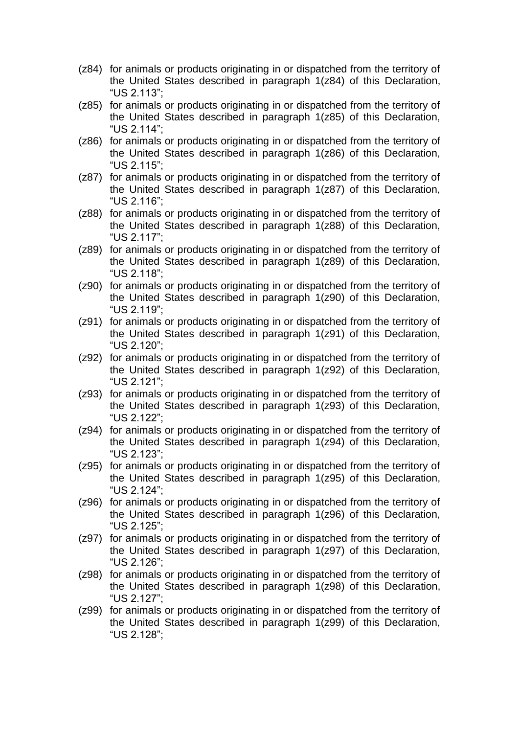(z84) for animals or products originating in or dispatched from the territory of the United States described in paragraph 1(z84) of this Declaration, “US 2.113”;

(z85) for animals or products originating in or dispatched from the territory of the United States described in paragraph 1(z85) of this Declaration, “US 2.114”;

(z86) for animals or products originating in or dispatched from the territory of the United States described in paragraph 1(z86) of this Declaration, “US 2.115”;

(z87) for animals or products originating in or dispatched from the territory of the United States described in paragraph 1(z87) of this Declaration, “US 2.116”;

(z88) for animals or products originating in or dispatched from the territory of the United States described in paragraph 1(z88) of this Declaration, “US 2.117”;

(z89) for animals or products originating in or dispatched from the territory of the United States described in paragraph 1(z89) of this Declaration, “US 2.118”;

(z90) for animals or products originating in or dispatched from the territory of the United States described in paragraph 1(z90) of this Declaration, “US 2.119”;

(z91) for animals or products originating in or dispatched from the territory of the United States described in paragraph 1(z91) of this Declaration, “US 2.120”;

(z92) for animals or products originating in or dispatched from the territory of the United States described in paragraph 1(z92) of this Declaration, “US 2.121”;

(z93) for animals or products originating in or dispatched from the territory of the United States described in paragraph 1(z93) of this Declaration, “US 2.122”;

(z94) for animals or products originating in or dispatched from the territory of the United States described in paragraph 1(z94) of this Declaration, “US 2.123”;

(z95) for animals or products originating in or dispatched from the territory of the United States described in paragraph 1(z95) of this Declaration, “US 2.124”;

(z96) for animals or products originating in or dispatched from the territory of the United States described in paragraph 1(z96) of this Declaration, “US 2.125”;

(z97) for animals or products originating in or dispatched from the territory of the United States described in paragraph 1(z97) of this Declaration, “US 2.126”;

(z98) for animals or products originating in or dispatched from the territory of the United States described in paragraph 1(z98) of this Declaration, “US 2.127”;

(z99) for animals or products originating in or dispatched from the territory of the United States described in paragraph 1(z99) of this Declaration, “US 2.128”;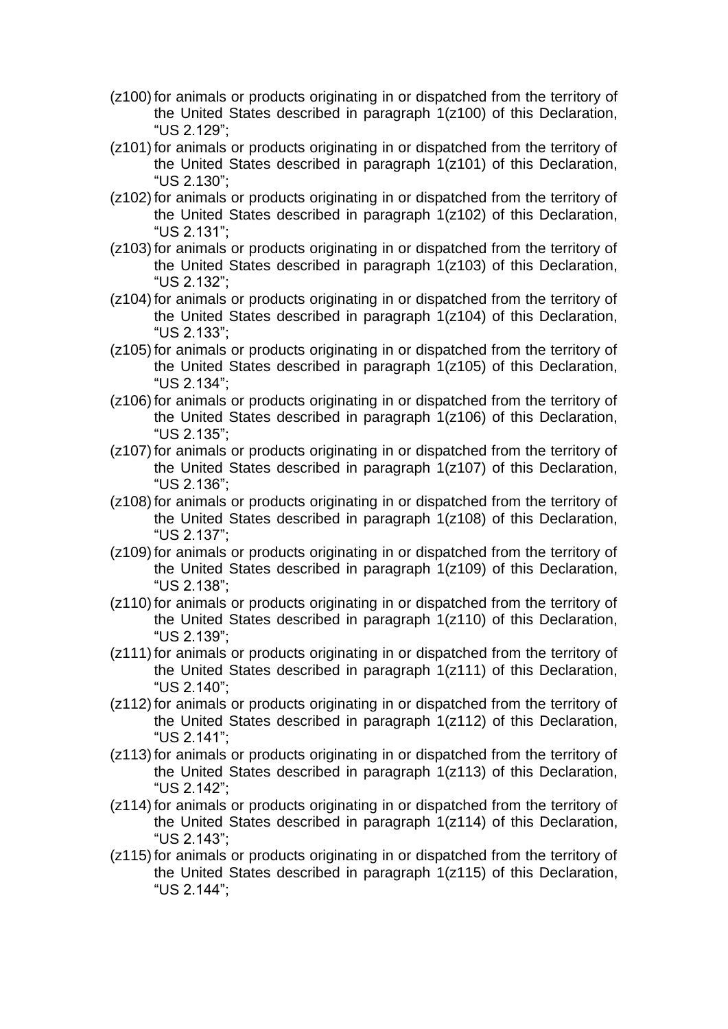(z100) for animals or products originating in or dispatched from the territory of the United States described in paragraph 1(z100) of this Declaration, "US 2.129";

(z101) for animals or products originating in or dispatched from the territory of the United States described in paragraph 1(z101) of this Declaration, "US 2.130";

(z102) for animals or products originating in or dispatched from the territory of the United States described in paragraph 1(z102) of this Declaration, "US 2.131";

(z103) for animals or products originating in or dispatched from the territory of the United States described in paragraph 1(z103) of this Declaration, "US 2.132";

(z104) for animals or products originating in or dispatched from the territory of the United States described in paragraph 1(z104) of this Declaration, "US 2.133";

(z105) for animals or products originating in or dispatched from the territory of the United States described in paragraph 1(z105) of this Declaration, "US 2.134";

(z106) for animals or products originating in or dispatched from the territory of the United States described in paragraph 1(z106) of this Declaration, "US 2.135";

(z107) for animals or products originating in or dispatched from the territory of the United States described in paragraph 1(z107) of this Declaration, "US 2.136";

(z108) for animals or products originating in or dispatched from the territory of the United States described in paragraph 1(z108) of this Declaration, "US 2.137";

(z109) for animals or products originating in or dispatched from the territory of the United States described in paragraph 1(z109) of this Declaration, "US 2.138";

(z110) for animals or products originating in or dispatched from the territory of the United States described in paragraph 1(z110) of this Declaration, "US 2.139";

(z111) for animals or products originating in or dispatched from the territory of the United States described in paragraph 1(z111) of this Declaration, "US 2.140";

(z112) for animals or products originating in or dispatched from the territory of the United States described in paragraph 1(z112) of this Declaration, "US 2.141";

(z113) for animals or products originating in or dispatched from the territory of the United States described in paragraph 1(z113) of this Declaration, "US 2.142";

(z114) for animals or products originating in or dispatched from the territory of the United States described in paragraph 1(z114) of this Declaration, "US 2.143";

(z115) for animals or products originating in or dispatched from the territory of the United States described in paragraph 1(z115) of this Declaration, "US 2.144";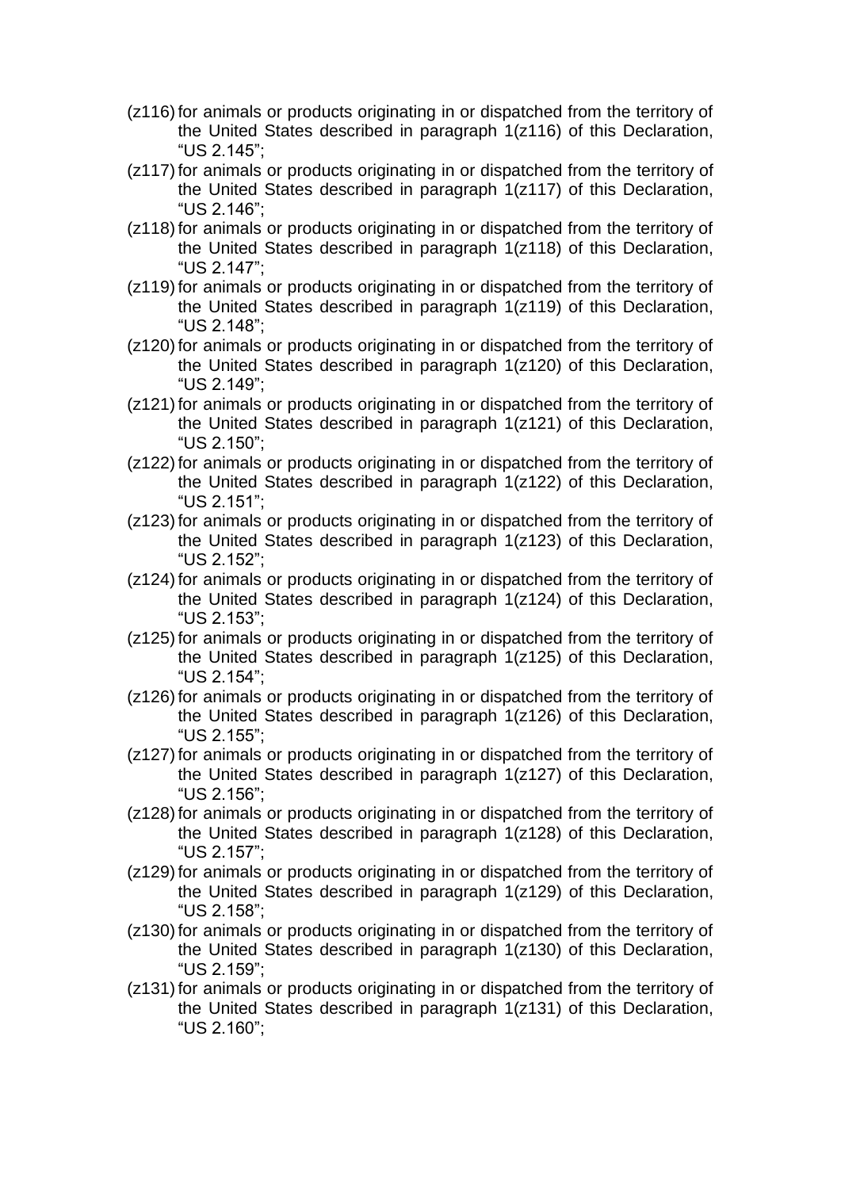(z116) for animals or products originating in or dispatched from the territory of the United States described in paragraph 1(z116) of this Declaration, "US 2.145";

(z117) for animals or products originating in or dispatched from the territory of the United States described in paragraph 1(z117) of this Declaration, "US 2.146";

(z118) for animals or products originating in or dispatched from the territory of the United States described in paragraph 1(z118) of this Declaration, "US 2.147";

(z119) for animals or products originating in or dispatched from the territory of the United States described in paragraph 1(z119) of this Declaration, "US 2.148";

(z120) for animals or products originating in or dispatched from the territory of the United States described in paragraph 1(z120) of this Declaration, "US 2.149";

(z121) for animals or products originating in or dispatched from the territory of the United States described in paragraph 1(z121) of this Declaration, "US 2.150";

(z122) for animals or products originating in or dispatched from the territory of the United States described in paragraph 1(z122) of this Declaration, "US 2.151";

(z123) for animals or products originating in or dispatched from the territory of the United States described in paragraph 1(z123) of this Declaration, "US 2.152";

(z124) for animals or products originating in or dispatched from the territory of the United States described in paragraph 1(z124) of this Declaration, "US 2.153";

(z125) for animals or products originating in or dispatched from the territory of the United States described in paragraph 1(z125) of this Declaration, "US 2.154";

(z126) for animals or products originating in or dispatched from the territory of the United States described in paragraph 1(z126) of this Declaration, "US 2.155";

(z127) for animals or products originating in or dispatched from the territory of the United States described in paragraph 1(z127) of this Declaration, "US 2.156";

(z128) for animals or products originating in or dispatched from the territory of the United States described in paragraph 1(z128) of this Declaration, "US 2.157";

(z129) for animals or products originating in or dispatched from the territory of the United States described in paragraph 1(z129) of this Declaration, "US 2.158";

(z130) for animals or products originating in or dispatched from the territory of the United States described in paragraph 1(z130) of this Declaration, "US 2.159";

(z131) for animals or products originating in or dispatched from the territory of the United States described in paragraph 1(z131) of this Declaration, "US 2.160";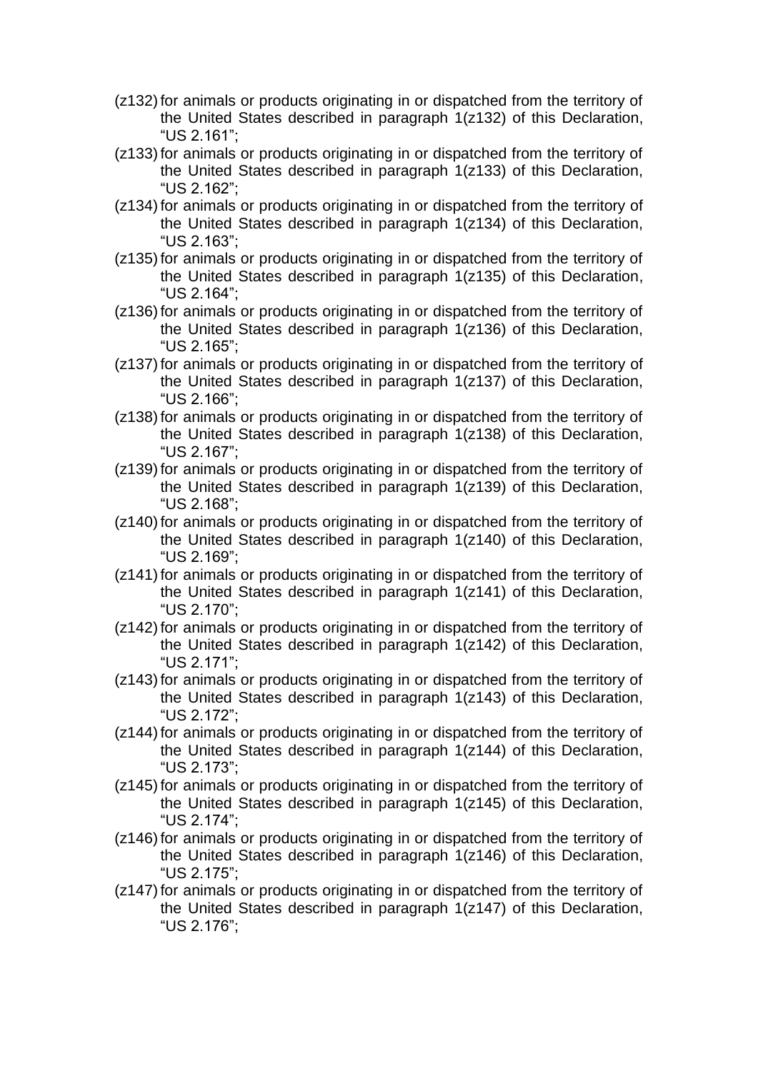(z132) for animals or products originating in or dispatched from the territory of the United States described in paragraph 1(z132) of this Declaration, “US 2.161”;

(z133) for animals or products originating in or dispatched from the territory of the United States described in paragraph 1(z133) of this Declaration, “US 2.162”;

(z134) for animals or products originating in or dispatched from the territory of the United States described in paragraph 1(z134) of this Declaration, “US 2.163”;

(z135) for animals or products originating in or dispatched from the territory of the United States described in paragraph 1(z135) of this Declaration, “US 2.164”;

(z136) for animals or products originating in or dispatched from the territory of the United States described in paragraph 1(z136) of this Declaration, “US 2.165”;

(z137) for animals or products originating in or dispatched from the territory of the United States described in paragraph 1(z137) of this Declaration, “US 2.166”;

(z138) for animals or products originating in or dispatched from the territory of the United States described in paragraph 1(z138) of this Declaration, “US 2.167”;

(z139) for animals or products originating in or dispatched from the territory of the United States described in paragraph 1(z139) of this Declaration, “US 2.168”;

(z140) for animals or products originating in or dispatched from the territory of the United States described in paragraph 1(z140) of this Declaration, “US 2.169”;

(z141) for animals or products originating in or dispatched from the territory of the United States described in paragraph 1(z141) of this Declaration, “US 2.170”;

(z142) for animals or products originating in or dispatched from the territory of the United States described in paragraph 1(z142) of this Declaration, “US 2.171”;

(z143) for animals or products originating in or dispatched from the territory of the United States described in paragraph 1(z143) of this Declaration, “US 2.172”;

(z144) for animals or products originating in or dispatched from the territory of the United States described in paragraph 1(z144) of this Declaration, “US 2.173”;

(z145) for animals or products originating in or dispatched from the territory of the United States described in paragraph 1(z145) of this Declaration, “US 2.174”;

(z146) for animals or products originating in or dispatched from the territory of the United States described in paragraph 1(z146) of this Declaration, “US 2.175”;

(z147) for animals or products originating in or dispatched from the territory of the United States described in paragraph 1(z147) of this Declaration, “US 2.176”;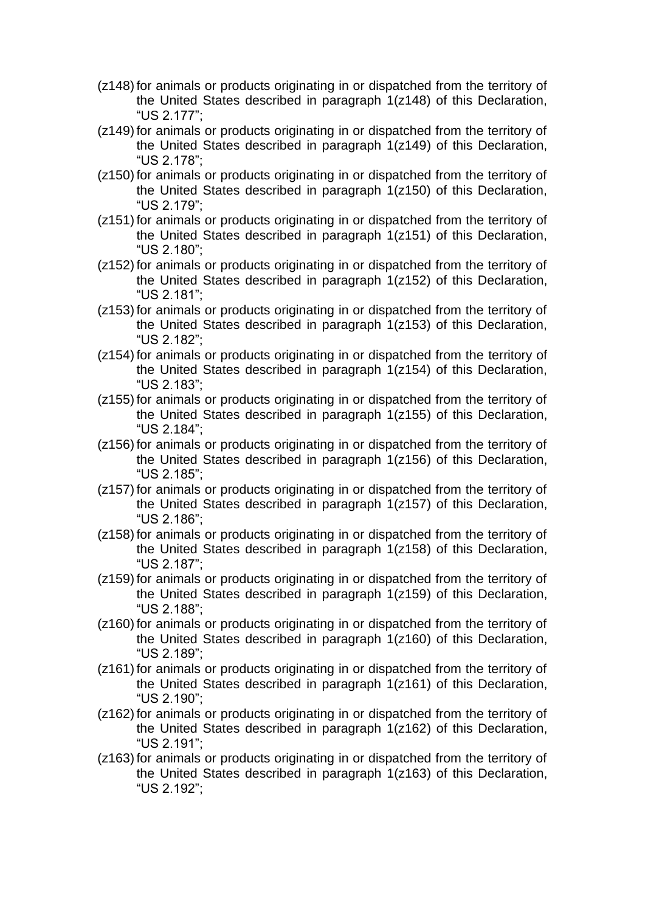(z148) for animals or products originating in or dispatched from the territory of the United States described in paragraph 1(z148) of this Declaration, "US 2.177";

(z149) for animals or products originating in or dispatched from the territory of the United States described in paragraph 1(z149) of this Declaration, "US 2.178";

(z150) for animals or products originating in or dispatched from the territory of the United States described in paragraph 1(z150) of this Declaration, "US 2.179";

(z151) for animals or products originating in or dispatched from the territory of the United States described in paragraph 1(z151) of this Declaration, "US 2.180";

(z152) for animals or products originating in or dispatched from the territory of the United States described in paragraph 1(z152) of this Declaration, "US 2.181";

(z153) for animals or products originating in or dispatched from the territory of the United States described in paragraph 1(z153) of this Declaration, "US 2.182";

(z154) for animals or products originating in or dispatched from the territory of the United States described in paragraph 1(z154) of this Declaration, "US 2.183";

(z155) for animals or products originating in or dispatched from the territory of the United States described in paragraph 1(z155) of this Declaration, "US 2.184";

(z156) for animals or products originating in or dispatched from the territory of the United States described in paragraph 1(z156) of this Declaration, "US 2.185";

(z157) for animals or products originating in or dispatched from the territory of the United States described in paragraph 1(z157) of this Declaration, "US 2.186";

(z158) for animals or products originating in or dispatched from the territory of the United States described in paragraph 1(z158) of this Declaration, "US 2.187";

(z159) for animals or products originating in or dispatched from the territory of the United States described in paragraph 1(z159) of this Declaration, "US 2.188";

(z160) for animals or products originating in or dispatched from the territory of the United States described in paragraph 1(z160) of this Declaration, "US 2.189";

(z161) for animals or products originating in or dispatched from the territory of the United States described in paragraph 1(z161) of this Declaration, "US 2.190";

(z162) for animals or products originating in or dispatched from the territory of the United States described in paragraph 1(z162) of this Declaration, "US 2.191";

(z163) for animals or products originating in or dispatched from the territory of the United States described in paragraph 1(z163) of this Declaration, "US 2.192";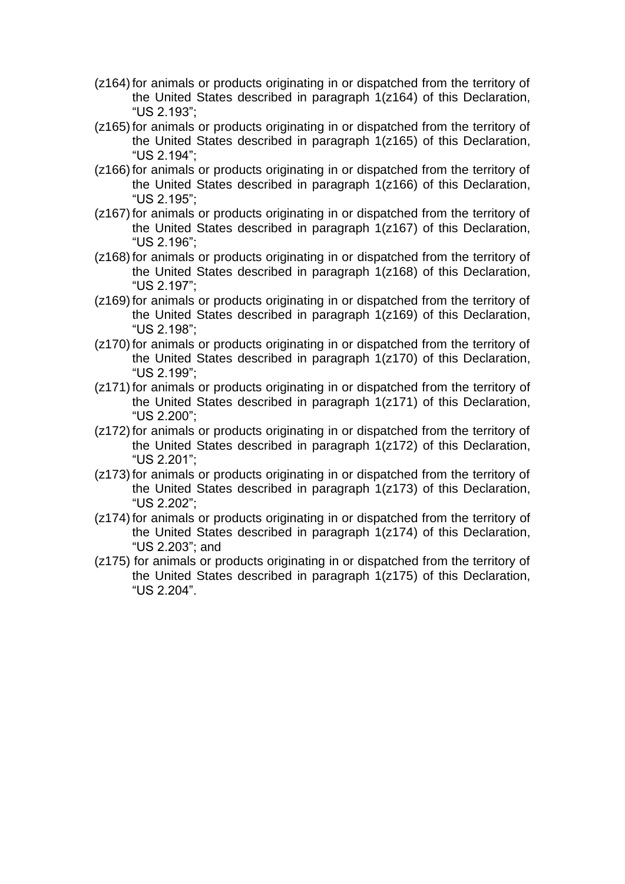(z164) for animals or products originating in or dispatched from the territory of the United States described in paragraph 1(z164) of this Declaration, “US 2.193”;

(z165) for animals or products originating in or dispatched from the territory of the United States described in paragraph 1(z165) of this Declaration, “US 2.194”;

(z166) for animals or products originating in or dispatched from the territory of the United States described in paragraph 1(z166) of this Declaration, “US 2.195”;

(z167) for animals or products originating in or dispatched from the territory of the United States described in paragraph 1(z167) of this Declaration, “US 2.196”;

(z168) for animals or products originating in or dispatched from the territory of the United States described in paragraph 1(z168) of this Declaration, “US 2.197”;

(z169) for animals or products originating in or dispatched from the territory of the United States described in paragraph 1(z169) of this Declaration, “US 2.198”;

(z170) for animals or products originating in or dispatched from the territory of the United States described in paragraph 1(z170) of this Declaration, “US 2.199”;

(z171) for animals or products originating in or dispatched from the territory of the United States described in paragraph 1(z171) of this Declaration, “US 2.200”;

(z172) for animals or products originating in or dispatched from the territory of the United States described in paragraph 1(z172) of this Declaration, “US 2.201”;

(z173) for animals or products originating in or dispatched from the territory of the United States described in paragraph 1(z173) of this Declaration, “US 2.202”;

(z174) for animals or products originating in or dispatched from the territory of the United States described in paragraph 1(z174) of this Declaration, “US 2.203”; and

(z175) for animals or products originating in or dispatched from the territory of the United States described in paragraph 1(z175) of this Declaration, “US 2.204”.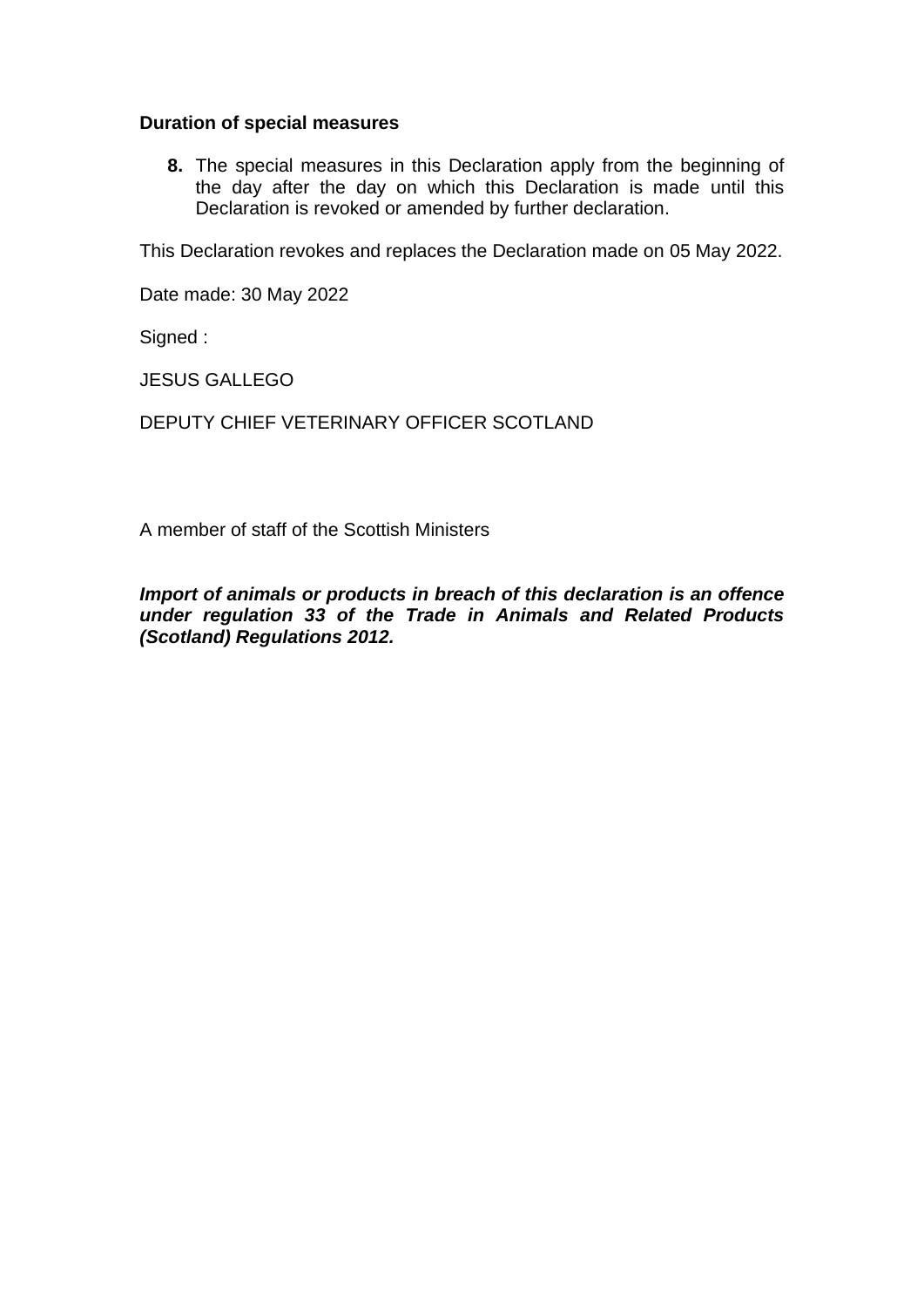**Duration of special measures**

**8.** The special measures in this Declaration apply from the beginning of the day after the day on which this Declaration is made until this Declaration is revoked or amended by further declaration.

This Declaration revokes and replaces the Declaration made on 05 May 2022.

Date made: 30 May 2022

Signed :

JESUS GALLEGO

DEPUTY CHIEF VETERINARY OFFICER SCOTLAND

A member of staff of the Scottish Ministers

***Import of animals or products in breach of this declaration is an offence under regulation 33 of the Trade in Animals and Related Products (Scotland) Regulations 2012.***